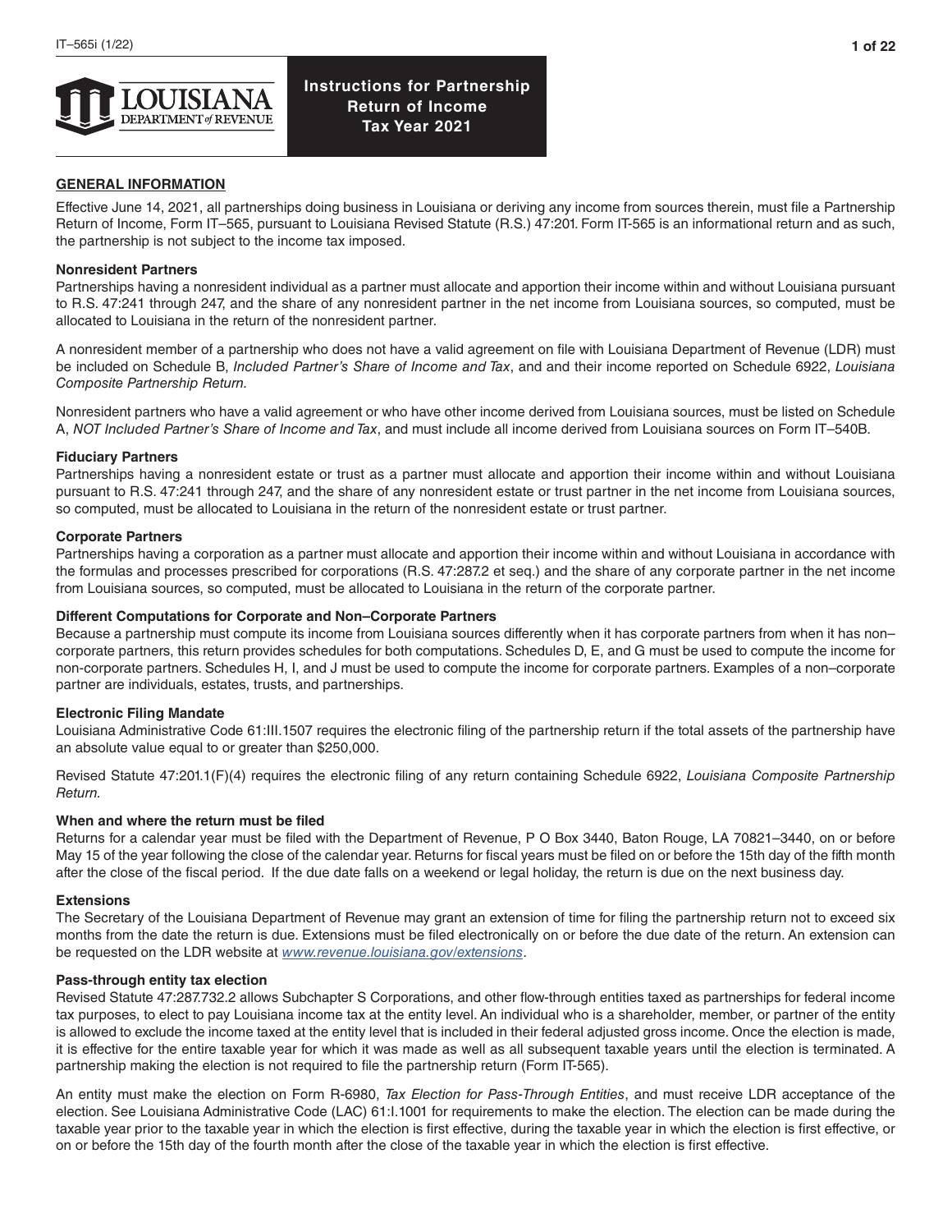# Instructions for Partnership Return of Income Tax Year 2021

## GENERAL INFORMATION

Effective June 14, 2021, all partnerships doing business in Louisiana or deriving any income from sources therein, must file a Partnership Return of Income, Form IT–565, pursuant to Louisiana Revised Statute (R.S.) 47:201. Form IT-565 is an informational return and as such, the partnership is not subject to the income tax imposed.

### Nonresident Partners

Partnerships having a nonresident individual as a partner must allocate and apportion their income within and without Louisiana pursuant to R.S. 47:241 through 247, and the share of any nonresident partner in the net income from Louisiana sources, so computed, must be allocated to Louisiana in the return of the nonresident partner.

A nonresident member of a partnership who does not have a valid agreement on file with Louisiana Department of Revenue (LDR) must be included on Schedule B, *Included Partner's Share of Income and Tax*, and and their income reported on Schedule 6922, *Louisiana Composite Partnership Return.*

Nonresident partners who have a valid agreement or who have other income derived from Louisiana sources, must be listed on Schedule A, *NOT Included Partner's Share of Income and Tax*, and must include all income derived from Louisiana sources on Form IT–540B.

### Fiduciary Partners

Partnerships having a nonresident estate or trust as a partner must allocate and apportion their income within and without Louisiana pursuant to R.S. 47:241 through 247, and the share of any nonresident estate or trust partner in the net income from Louisiana sources, so computed, must be allocated to Louisiana in the return of the nonresident estate or trust partner.

### Corporate Partners

Partnerships having a corporation as a partner must allocate and apportion their income within and without Louisiana in accordance with the formulas and processes prescribed for corporations (R.S. 47:287.2 et seq.) and the share of any corporate partner in the net income from Louisiana sources, so computed, must be allocated to Louisiana in the return of the corporate partner.

### Different Computations for Corporate and Non–Corporate Partners

Because a partnership must compute its income from Louisiana sources differently when it has corporate partners from when it has non–corporate partners, this return provides schedules for both computations. Schedules D, E, and G must be used to compute the income for non-corporate partners. Schedules H, I, and J must be used to compute the income for corporate partners. Examples of a non–corporate partner are individuals, estates, trusts, and partnerships.

### Electronic Filing Mandate

Louisiana Administrative Code 61:III.1507 requires the electronic filing of the partnership return if the total assets of the partnership have an absolute value equal to or greater than $250,000.

Revised Statute 47:201.1(F)(4) requires the electronic filing of any return containing Schedule 6922, *Louisiana Composite Partnership Return.*

### When and where the return must be filed

Returns for a calendar year must be filed with the Department of Revenue, P O Box 3440, Baton Rouge, LA 70821–3440, on or before May 15 of the year following the close of the calendar year. Returns for fiscal years must be filed on or before the 15th day of the fifth month after the close of the fiscal period. If the due date falls on a weekend or legal holiday, the return is due on the next business day.

### Extensions

The Secretary of the Louisiana Department of Revenue may grant an extension of time for filing the partnership return not to exceed six months from the date the return is due. Extensions must be filed electronically on or before the due date of the return. An extension can be requested on the LDR website at *www.revenue.louisiana.gov/extensions*.

### Pass-through entity tax election

Revised Statute 47:287.732.2 allows Subchapter S Corporations, and other flow-through entities taxed as partnerships for federal income tax purposes, to elect to pay Louisiana income tax at the entity level. An individual who is a shareholder, member, or partner of the entity is allowed to exclude the income taxed at the entity level that is included in their federal adjusted gross income. Once the election is made, it is effective for the entire taxable year for which it was made as well as all subsequent taxable years until the election is terminated. A partnership making the election is not required to file the partnership return (Form IT-565).

An entity must make the election on Form R-6980, *Tax Election for Pass-Through Entities*, and must receive LDR acceptance of the election. See Louisiana Administrative Code (LAC) 61:I.1001 for requirements to make the election. The election can be made during the taxable year prior to the taxable year in which the election is first effective, during the taxable year in which the election is first effective, or on or before the 15th day of the fourth month after the close of the taxable year in which the election is first effective.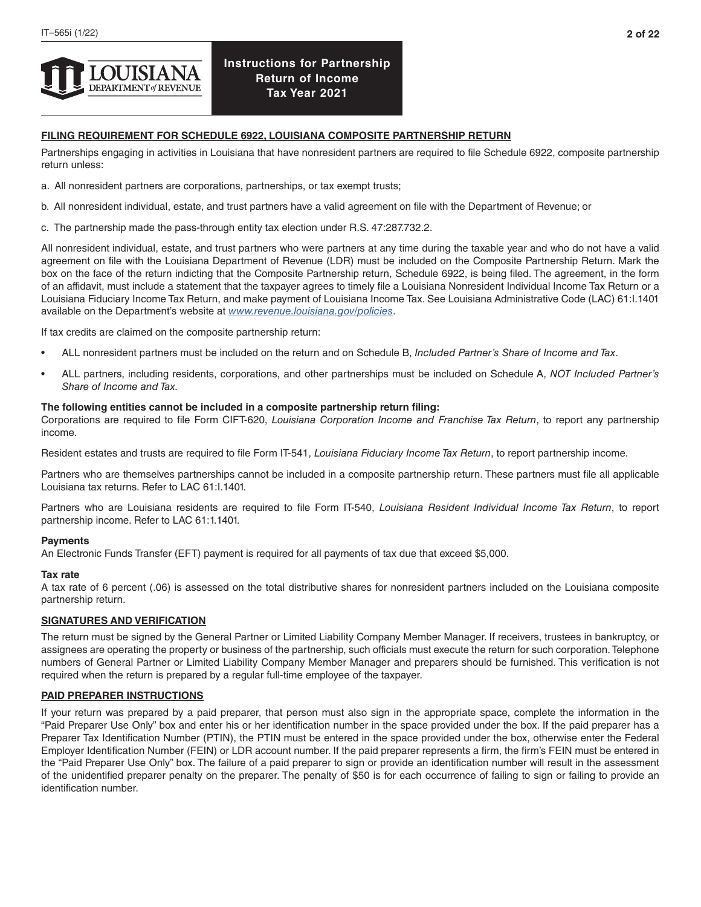# Instructions for Partnership Return of Income Tax Year 2021

## FILING REQUIREMENT FOR SCHEDULE 6922, LOUISIANA COMPOSITE PARTNERSHIP RETURN

Partnerships engaging in activities in Louisiana that have nonresident partners are required to file Schedule 6922, composite partnership return unless:

a. All nonresident partners are corporations, partnerships, or tax exempt trusts;

b. All nonresident individual, estate, and trust partners have a valid agreement on file with the Department of Revenue; or

c. The partnership made the pass-through entity tax election under R.S. 47:287.732.2.

All nonresident individual, estate, and trust partners who were partners at any time during the taxable year and who do not have a valid agreement on file with the Louisiana Department of Revenue (LDR) must be included on the Composite Partnership Return. Mark the box on the face of the return indicting that the Composite Partnership return, Schedule 6922, is being filed. The agreement, in the form of an affidavit, must include a statement that the taxpayer agrees to timely file a Louisiana Nonresident Individual Income Tax Return or a Louisiana Fiduciary Income Tax Return, and make payment of Louisiana Income Tax. See Louisiana Administrative Code (LAC) 61:I.1401 available on the Department's website at *www.revenue.louisiana.gov/policies*.

If tax credits are claimed on the composite partnership return:

- ALL nonresident partners must be included on the return and on Schedule B, *Included Partner's Share of Income and Tax*.
- ALL partners, including residents, corporations, and other partnerships must be included on Schedule A, *NOT Included Partner's Share of Income and Tax.*

**The following entities cannot be included in a composite partnership return filing:**
Corporations are required to file Form CIFT-620, *Louisiana Corporation Income and Franchise Tax Return*, to report any partnership income.

Resident estates and trusts are required to file Form IT-541, *Louisiana Fiduciary Income Tax Return*, to report partnership income.

Partners who are themselves partnerships cannot be included in a composite partnership return. These partners must file all applicable Louisiana tax returns. Refer to LAC 61:I.1401.

Partners who are Louisiana residents are required to file Form IT-540, *Louisiana Resident Individual Income Tax Return*, to report partnership income. Refer to LAC 61:1.1401.

**Payments**
An Electronic Funds Transfer (EFT) payment is required for all payments of tax due that exceed $5,000.

**Tax rate**
A tax rate of 6 percent (.06) is assessed on the total distributive shares for nonresident partners included on the Louisiana composite partnership return.

## SIGNATURES AND VERIFICATION

The return must be signed by the General Partner or Limited Liability Company Member Manager. If receivers, trustees in bankruptcy, or assignees are operating the property or business of the partnership, such officials must execute the return for such corporation. Telephone numbers of General Partner or Limited Liability Company Member Manager and preparers should be furnished. This verification is not required when the return is prepared by a regular full-time employee of the taxpayer.

## PAID PREPARER INSTRUCTIONS

If your return was prepared by a paid preparer, that person must also sign in the appropriate space, complete the information in the "Paid Preparer Use Only" box and enter his or her identification number in the space provided under the box. If the paid preparer has a Preparer Tax Identification Number (PTIN), the PTIN must be entered in the space provided under the box, otherwise enter the Federal Employer Identification Number (FEIN) or LDR account number. If the paid preparer represents a firm, the firm's FEIN must be entered in the "Paid Preparer Use Only" box. The failure of a paid preparer to sign or provide an identification number will result in the assessment of the unidentified preparer penalty on the preparer. The penalty of $50 is for each occurrence of failing to sign or failing to provide an identification number.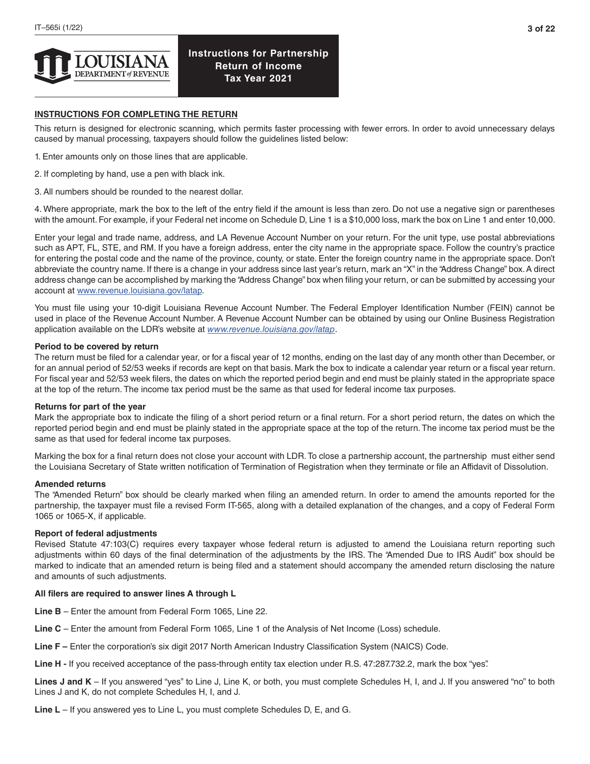# Instructions for Partnership Return of Income Tax Year 2021

## INSTRUCTIONS FOR COMPLETING THE RETURN

This return is designed for electronic scanning, which permits faster processing with fewer errors. In order to avoid unnecessary delays caused by manual processing, taxpayers should follow the guidelines listed below:

1. Enter amounts only on those lines that are applicable.

2. If completing by hand, use a pen with black ink.

3. All numbers should be rounded to the nearest dollar.

4. Where appropriate, mark the box to the left of the entry field if the amount is less than zero. Do not use a negative sign or parentheses with the amount. For example, if your Federal net income on Schedule D, Line 1 is a $10,000 loss, mark the box on Line 1 and enter 10,000.

Enter your legal and trade name, address, and LA Revenue Account Number on your return. For the unit type, use postal abbreviations such as APT, FL, STE, and RM. If you have a foreign address, enter the city name in the appropriate space. Follow the country's practice for entering the postal code and the name of the province, county, or state. Enter the foreign country name in the appropriate space. Don't abbreviate the country name. If there is a change in your address since last year's return, mark an "X" in the "Address Change" box. A direct address change can be accomplished by marking the "Address Change" box when filing your return, or can be submitted by accessing your account at www.revenue.louisiana.gov/latap.

You must file using your 10-digit Louisiana Revenue Account Number. The Federal Employer Identification Number (FEIN) cannot be used in place of the Revenue Account Number. A Revenue Account Number can be obtained by using our Online Business Registration application available on the LDR's website at *www.revenue.louisiana.gov/latap*.

### Period to be covered by return

The return must be filed for a calendar year, or for a fiscal year of 12 months, ending on the last day of any month other than December, or for an annual period of 52/53 weeks if records are kept on that basis. Mark the box to indicate a calendar year return or a fiscal year return. For fiscal year and 52/53 week filers, the dates on which the reported period begin and end must be plainly stated in the appropriate space at the top of the return. The income tax period must be the same as that used for federal income tax purposes.

### Returns for part of the year

Mark the appropriate box to indicate the filing of a short period return or a final return. For a short period return, the dates on which the reported period begin and end must be plainly stated in the appropriate space at the top of the return. The income tax period must be the same as that used for federal income tax purposes.

Marking the box for a final return does not close your account with LDR. To close a partnership account, the partnership must either send the Louisiana Secretary of State written notification of Termination of Registration when they terminate or file an Affidavit of Dissolution.

### Amended returns

The "Amended Return" box should be clearly marked when filing an amended return. In order to amend the amounts reported for the partnership, the taxpayer must file a revised Form IT-565, along with a detailed explanation of the changes, and a copy of Federal Form 1065 or 1065-X, if applicable.

### Report of federal adjustments

Revised Statute 47:103(C) requires every taxpayer whose federal return is adjusted to amend the Louisiana return reporting such adjustments within 60 days of the final determination of the adjustments by the IRS. The "Amended Due to IRS Audit" box should be marked to indicate that an amended return is being filed and a statement should accompany the amended return disclosing the nature and amounts of such adjustments.

### All filers are required to answer lines A through L

**Line B** – Enter the amount from Federal Form 1065, Line 22.

**Line C** – Enter the amount from Federal Form 1065, Line 1 of the Analysis of Net Income (Loss) schedule.

**Line F –** Enter the corporation's six digit 2017 North American Industry Classification System (NAICS) Code.

**Line H -** If you received acceptance of the pass-through entity tax election under R.S. 47:287.732.2, mark the box "yes".

**Lines J and K** – If you answered "yes" to Line J, Line K, or both, you must complete Schedules H, I, and J. If you answered "no" to both Lines J and K, do not complete Schedules H, I, and J.

**Line L** – If you answered yes to Line L, you must complete Schedules D, E, and G.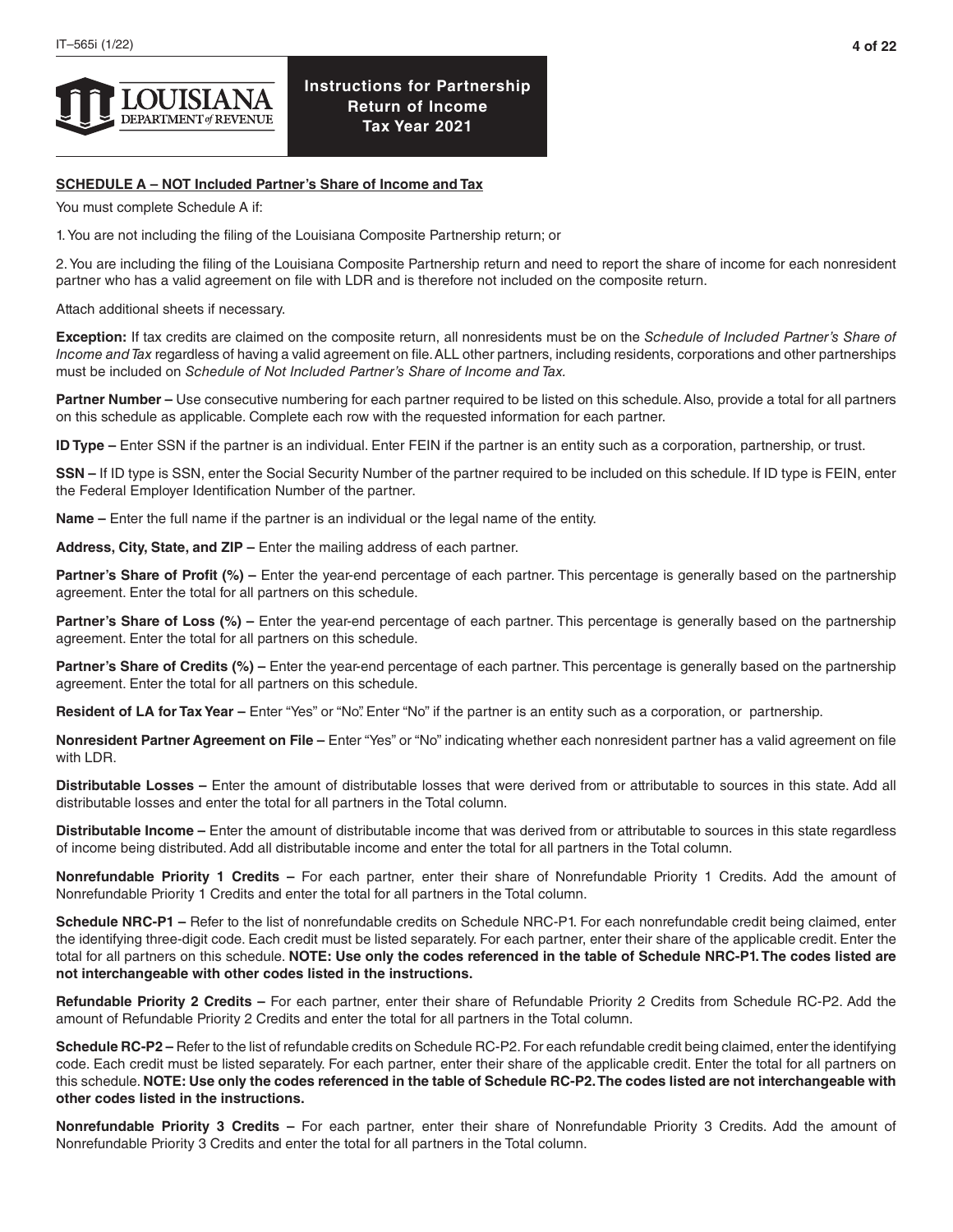# Instructions for Partnership Return of Income Tax Year 2021

**SCHEDULE A – NOT Included Partner's Share of Income and Tax**

You must complete Schedule A if:

1. You are not including the filing of the Louisiana Composite Partnership return; or

2. You are including the filing of the Louisiana Composite Partnership return and need to report the share of income for each nonresident partner who has a valid agreement on file with LDR and is therefore not included on the composite return.

Attach additional sheets if necessary.

**Exception:** If tax credits are claimed on the composite return, all nonresidents must be on the *Schedule of Included Partner's Share of Income and Tax* regardless of having a valid agreement on file. ALL other partners, including residents, corporations and other partnerships must be included on *Schedule of Not Included Partner's Share of Income and Tax.*

**Partner Number –** Use consecutive numbering for each partner required to be listed on this schedule. Also, provide a total for all partners on this schedule as applicable. Complete each row with the requested information for each partner.

**ID Type –** Enter SSN if the partner is an individual. Enter FEIN if the partner is an entity such as a corporation, partnership, or trust.

**SSN –** If ID type is SSN, enter the Social Security Number of the partner required to be included on this schedule. If ID type is FEIN, enter the Federal Employer Identification Number of the partner.

**Name –** Enter the full name if the partner is an individual or the legal name of the entity.

**Address, City, State, and ZIP –** Enter the mailing address of each partner.

**Partner's Share of Profit (%) –** Enter the year-end percentage of each partner. This percentage is generally based on the partnership agreement. Enter the total for all partners on this schedule.

**Partner's Share of Loss (%) –** Enter the year-end percentage of each partner. This percentage is generally based on the partnership agreement. Enter the total for all partners on this schedule.

**Partner's Share of Credits (%) –** Enter the year-end percentage of each partner. This percentage is generally based on the partnership agreement. Enter the total for all partners on this schedule.

**Resident of LA for Tax Year –** Enter "Yes" or "No". Enter "No" if the partner is an entity such as a corporation, or partnership.

**Nonresident Partner Agreement on File –** Enter "Yes" or "No" indicating whether each nonresident partner has a valid agreement on file with LDR.

**Distributable Losses –** Enter the amount of distributable losses that were derived from or attributable to sources in this state. Add all distributable losses and enter the total for all partners in the Total column.

**Distributable Income –** Enter the amount of distributable income that was derived from or attributable to sources in this state regardless of income being distributed. Add all distributable income and enter the total for all partners in the Total column.

**Nonrefundable Priority 1 Credits –** For each partner, enter their share of Nonrefundable Priority 1 Credits. Add the amount of Nonrefundable Priority 1 Credits and enter the total for all partners in the Total column.

**Schedule NRC-P1 –** Refer to the list of nonrefundable credits on Schedule NRC-P1. For each nonrefundable credit being claimed, enter the identifying three-digit code. Each credit must be listed separately. For each partner, enter their share of the applicable credit. Enter the total for all partners on this schedule. **NOTE: Use only the codes referenced in the table of Schedule NRC-P1. The codes listed are not interchangeable with other codes listed in the instructions.**

**Refundable Priority 2 Credits –** For each partner, enter their share of Refundable Priority 2 Credits from Schedule RC-P2. Add the amount of Refundable Priority 2 Credits and enter the total for all partners in the Total column.

**Schedule RC-P2 –** Refer to the list of refundable credits on Schedule RC-P2. For each refundable credit being claimed, enter the identifying code. Each credit must be listed separately. For each partner, enter their share of the applicable credit. Enter the total for all partners on this schedule. **NOTE: Use only the codes referenced in the table of Schedule RC-P2. The codes listed are not interchangeable with other codes listed in the instructions.**

**Nonrefundable Priority 3 Credits –** For each partner, enter their share of Nonrefundable Priority 3 Credits. Add the amount of Nonrefundable Priority 3 Credits and enter the total for all partners in the Total column.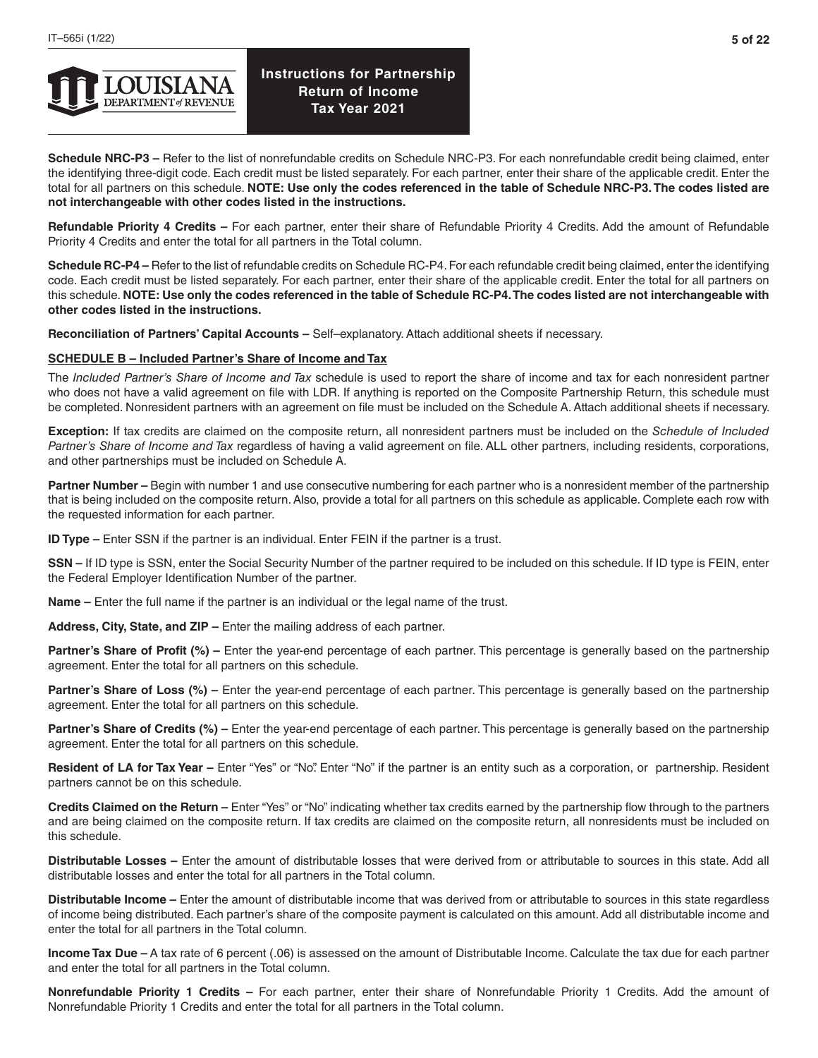**Schedule NRC-P3 –** Refer to the list of nonrefundable credits on Schedule NRC-P3. For each nonrefundable credit being claimed, enter the identifying three-digit code. Each credit must be listed separately. For each partner, enter their share of the applicable credit. Enter the total for all partners on this schedule. **NOTE: Use only the codes referenced in the table of Schedule NRC-P3. The codes listed are not interchangeable with other codes listed in the instructions.**

**Refundable Priority 4 Credits –** For each partner, enter their share of Refundable Priority 4 Credits. Add the amount of Refundable Priority 4 Credits and enter the total for all partners in the Total column.

**Schedule RC-P4 –** Refer to the list of refundable credits on Schedule RC-P4. For each refundable credit being claimed, enter the identifying code. Each credit must be listed separately. For each partner, enter their share of the applicable credit. Enter the total for all partners on this schedule. **NOTE: Use only the codes referenced in the table of Schedule RC-P4. The codes listed are not interchangeable with other codes listed in the instructions.**

**Reconciliation of Partners' Capital Accounts –** Self–explanatory. Attach additional sheets if necessary.

## SCHEDULE B – Included Partner's Share of Income and Tax

The *Included Partner's Share of Income and Tax* schedule is used to report the share of income and tax for each nonresident partner who does not have a valid agreement on file with LDR. If anything is reported on the Composite Partnership Return, this schedule must be completed. Nonresident partners with an agreement on file must be included on the Schedule A. Attach additional sheets if necessary.

**Exception:** If tax credits are claimed on the composite return, all nonresident partners must be included on the *Schedule of Included Partner's Share of Income and Tax* regardless of having a valid agreement on file. ALL other partners, including residents, corporations, and other partnerships must be included on Schedule A.

**Partner Number –** Begin with number 1 and use consecutive numbering for each partner who is a nonresident member of the partnership that is being included on the composite return. Also, provide a total for all partners on this schedule as applicable. Complete each row with the requested information for each partner.

**ID Type –** Enter SSN if the partner is an individual. Enter FEIN if the partner is a trust.

**SSN –** If ID type is SSN, enter the Social Security Number of the partner required to be included on this schedule. If ID type is FEIN, enter the Federal Employer Identification Number of the partner.

**Name –** Enter the full name if the partner is an individual or the legal name of the trust.

**Address, City, State, and ZIP –** Enter the mailing address of each partner.

**Partner's Share of Profit (%) –** Enter the year-end percentage of each partner. This percentage is generally based on the partnership agreement. Enter the total for all partners on this schedule.

**Partner's Share of Loss (%) –** Enter the year-end percentage of each partner. This percentage is generally based on the partnership agreement. Enter the total for all partners on this schedule.

**Partner's Share of Credits (%) –** Enter the year-end percentage of each partner. This percentage is generally based on the partnership agreement. Enter the total for all partners on this schedule.

**Resident of LA for Tax Year –** Enter "Yes" or "No". Enter "No" if the partner is an entity such as a corporation, or partnership. Resident partners cannot be on this schedule.

**Credits Claimed on the Return –** Enter "Yes" or "No" indicating whether tax credits earned by the partnership flow through to the partners and are being claimed on the composite return. If tax credits are claimed on the composite return, all nonresidents must be included on this schedule.

**Distributable Losses –** Enter the amount of distributable losses that were derived from or attributable to sources in this state. Add all distributable losses and enter the total for all partners in the Total column.

**Distributable Income –** Enter the amount of distributable income that was derived from or attributable to sources in this state regardless of income being distributed. Each partner's share of the composite payment is calculated on this amount. Add all distributable income and enter the total for all partners in the Total column.

**Income Tax Due –** A tax rate of 6 percent (.06) is assessed on the amount of Distributable Income. Calculate the tax due for each partner and enter the total for all partners in the Total column.

**Nonrefundable Priority 1 Credits –** For each partner, enter their share of Nonrefundable Priority 1 Credits. Add the amount of Nonrefundable Priority 1 Credits and enter the total for all partners in the Total column.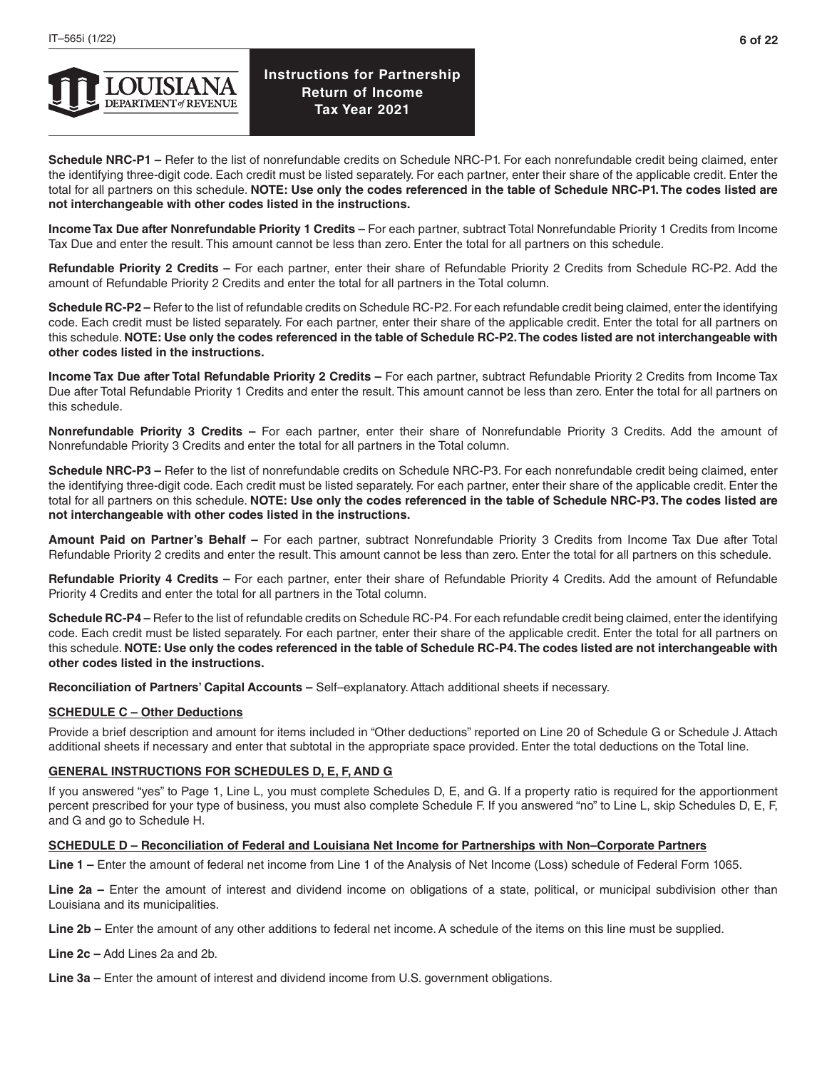**Schedule NRC-P1 –** Refer to the list of nonrefundable credits on Schedule NRC-P1. For each nonrefundable credit being claimed, enter the identifying three-digit code. Each credit must be listed separately. For each partner, enter their share of the applicable credit. Enter the total for all partners on this schedule. **NOTE: Use only the codes referenced in the table of Schedule NRC-P1. The codes listed are not interchangeable with other codes listed in the instructions.**

**Income Tax Due after Nonrefundable Priority 1 Credits –** For each partner, subtract Total Nonrefundable Priority 1 Credits from Income Tax Due and enter the result. This amount cannot be less than zero. Enter the total for all partners on this schedule.

**Refundable Priority 2 Credits –** For each partner, enter their share of Refundable Priority 2 Credits from Schedule RC-P2. Add the amount of Refundable Priority 2 Credits and enter the total for all partners in the Total column.

**Schedule RC-P2 –** Refer to the list of refundable credits on Schedule RC-P2. For each refundable credit being claimed, enter the identifying code. Each credit must be listed separately. For each partner, enter their share of the applicable credit. Enter the total for all partners on this schedule. **NOTE: Use only the codes referenced in the table of Schedule RC-P2. The codes listed are not interchangeable with other codes listed in the instructions.**

**Income Tax Due after Total Refundable Priority 2 Credits –** For each partner, subtract Refundable Priority 2 Credits from Income Tax Due after Total Refundable Priority 1 Credits and enter the result. This amount cannot be less than zero. Enter the total for all partners on this schedule.

**Nonrefundable Priority 3 Credits –** For each partner, enter their share of Nonrefundable Priority 3 Credits. Add the amount of Nonrefundable Priority 3 Credits and enter the total for all partners in the Total column.

**Schedule NRC-P3 –** Refer to the list of nonrefundable credits on Schedule NRC-P3. For each nonrefundable credit being claimed, enter the identifying three-digit code. Each credit must be listed separately. For each partner, enter their share of the applicable credit. Enter the total for all partners on this schedule. **NOTE: Use only the codes referenced in the table of Schedule NRC-P3. The codes listed are not interchangeable with other codes listed in the instructions.**

**Amount Paid on Partner's Behalf –** For each partner, subtract Nonrefundable Priority 3 Credits from Income Tax Due after Total Refundable Priority 2 credits and enter the result. This amount cannot be less than zero. Enter the total for all partners on this schedule.

**Refundable Priority 4 Credits –** For each partner, enter their share of Refundable Priority 4 Credits. Add the amount of Refundable Priority 4 Credits and enter the total for all partners in the Total column.

**Schedule RC-P4 –** Refer to the list of refundable credits on Schedule RC-P4. For each refundable credit being claimed, enter the identifying code. Each credit must be listed separately. For each partner, enter their share of the applicable credit. Enter the total for all partners on this schedule. **NOTE: Use only the codes referenced in the table of Schedule RC-P4. The codes listed are not interchangeable with other codes listed in the instructions.**

**Reconciliation of Partners' Capital Accounts –** Self–explanatory. Attach additional sheets if necessary.

## SCHEDULE C – Other Deductions

Provide a brief description and amount for items included in "Other deductions" reported on Line 20 of Schedule G or Schedule J. Attach additional sheets if necessary and enter that subtotal in the appropriate space provided. Enter the total deductions on the Total line.

## GENERAL INSTRUCTIONS FOR SCHEDULES D, E, F, AND G

If you answered "yes" to Page 1, Line L, you must complete Schedules D, E, and G. If a property ratio is required for the apportionment percent prescribed for your type of business, you must also complete Schedule F. If you answered "no" to Line L, skip Schedules D, E, F, and G and go to Schedule H.

## SCHEDULE D – Reconciliation of Federal and Louisiana Net Income for Partnerships with Non–Corporate Partners

**Line 1 –** Enter the amount of federal net income from Line 1 of the Analysis of Net Income (Loss) schedule of Federal Form 1065.

**Line 2a –** Enter the amount of interest and dividend income on obligations of a state, political, or municipal subdivision other than Louisiana and its municipalities.

**Line 2b –** Enter the amount of any other additions to federal net income. A schedule of the items on this line must be supplied.

**Line 2c –** Add Lines 2a and 2b.

**Line 3a –** Enter the amount of interest and dividend income from U.S. government obligations.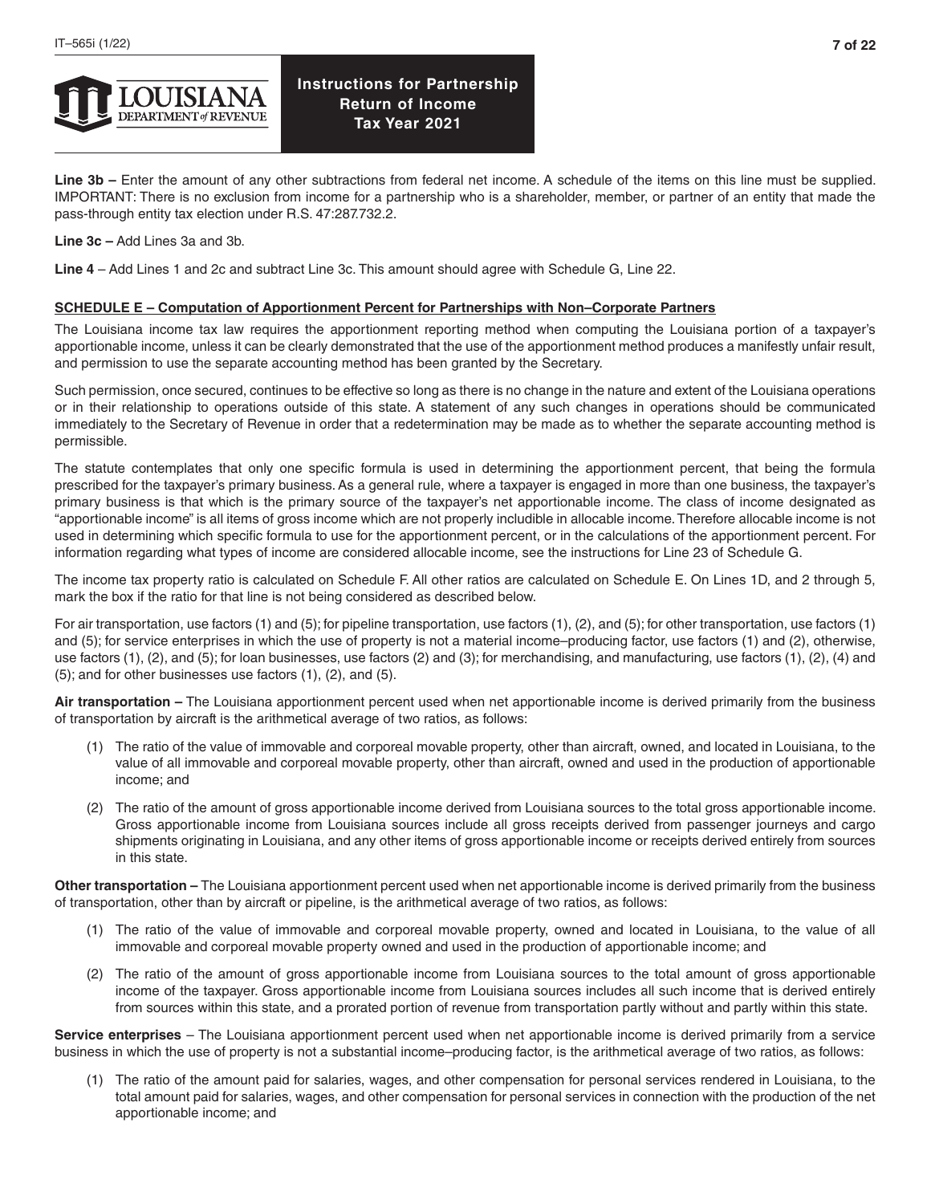**Line 3b –** Enter the amount of any other subtractions from federal net income. A schedule of the items on this line must be supplied. IMPORTANT: There is no exclusion from income for a partnership who is a shareholder, member, or partner of an entity that made the pass-through entity tax election under R.S. 47:287.732.2.

**Line 3c –** Add Lines 3a and 3b.

**Line 4** – Add Lines 1 and 2c and subtract Line 3c. This amount should agree with Schedule G, Line 22.

## SCHEDULE E – Computation of Apportionment Percent for Partnerships with Non–Corporate Partners

The Louisiana income tax law requires the apportionment reporting method when computing the Louisiana portion of a taxpayer's apportionable income, unless it can be clearly demonstrated that the use of the apportionment method produces a manifestly unfair result, and permission to use the separate accounting method has been granted by the Secretary.

Such permission, once secured, continues to be effective so long as there is no change in the nature and extent of the Louisiana operations or in their relationship to operations outside of this state. A statement of any such changes in operations should be communicated immediately to the Secretary of Revenue in order that a redetermination may be made as to whether the separate accounting method is permissible.

The statute contemplates that only one specific formula is used in determining the apportionment percent, that being the formula prescribed for the taxpayer's primary business. As a general rule, where a taxpayer is engaged in more than one business, the taxpayer's primary business is that which is the primary source of the taxpayer's net apportionable income. The class of income designated as "apportionable" is all items of gross income which are not properly includible in allocable income. Therefore allocable income is not used in determining which specific formula to use for the apportionment percent, or in the calculations of the apportionment percent. For information regarding what types of income are considered allocable income, see the instructions for Line 23 of Schedule G.

The income tax property ratio is calculated on Schedule F. All other ratios are calculated on Schedule E. On Lines 1D, and 2 through 5, mark the box if the ratio for that line is not being considered as described below.

For air transportation, use factors (1) and (5); for pipeline transportation, use factors (1), (2), and (5); for other transportation, use factors (1) and (5); for service enterprises in which the use of property is not a material income–producing factor, use factors (1) and (2), otherwise, use factors (1), (2), and (5); for loan businesses, use factors (2) and (3); for merchandising, and manufacturing, use factors (1), (2), (4) and (5); and for other businesses use factors (1), (2), and (5).

**Air transportation –** The Louisiana apportionment percent used when net apportionable income is derived primarily from the business of transportation by aircraft is the arithmetical average of two ratios, as follows:

(1) The ratio of the value of immovable and corporeal movable property, other than aircraft, owned, and located in Louisiana, to the value of all immovable and corporeal movable property, other than aircraft, owned and used in the production of apportionable income; and

(2) The ratio of the amount of gross apportionable income derived from Louisiana sources to the total gross apportionable income. Gross apportionable income from Louisiana sources include all gross receipts derived from passenger journeys and cargo shipments originating in Louisiana, and any other items of gross apportionable income or receipts derived entirely from sources in this state.

**Other transportation –** The Louisiana apportionment percent used when net apportionable income is derived primarily from the business of transportation, other than by aircraft or pipeline, is the arithmetical average of two ratios, as follows:

(1) The ratio of the value of immovable and corporeal movable property, owned and located in Louisiana, to the value of all immovable and corporeal movable property owned and used in the production of apportionable income; and

(2) The ratio of the amount of gross apportionable income from Louisiana sources to the total amount of gross apportionable income of the taxpayer. Gross apportionable income from Louisiana sources includes all such income that is derived entirely from sources within this state, and a prorated portion of revenue from transportation partly without and partly within this state.

**Service enterprises** – The Louisiana apportionment percent used when net apportionable income is derived primarily from a service business in which the use of property is not a substantial income–producing factor, is the arithmetical average of two ratios, as follows:

(1) The ratio of the amount paid for salaries, wages, and other compensation for personal services rendered in Louisiana, to the total amount paid for salaries, wages, and other compensation for personal services in connection with the production of the net apportionable income; and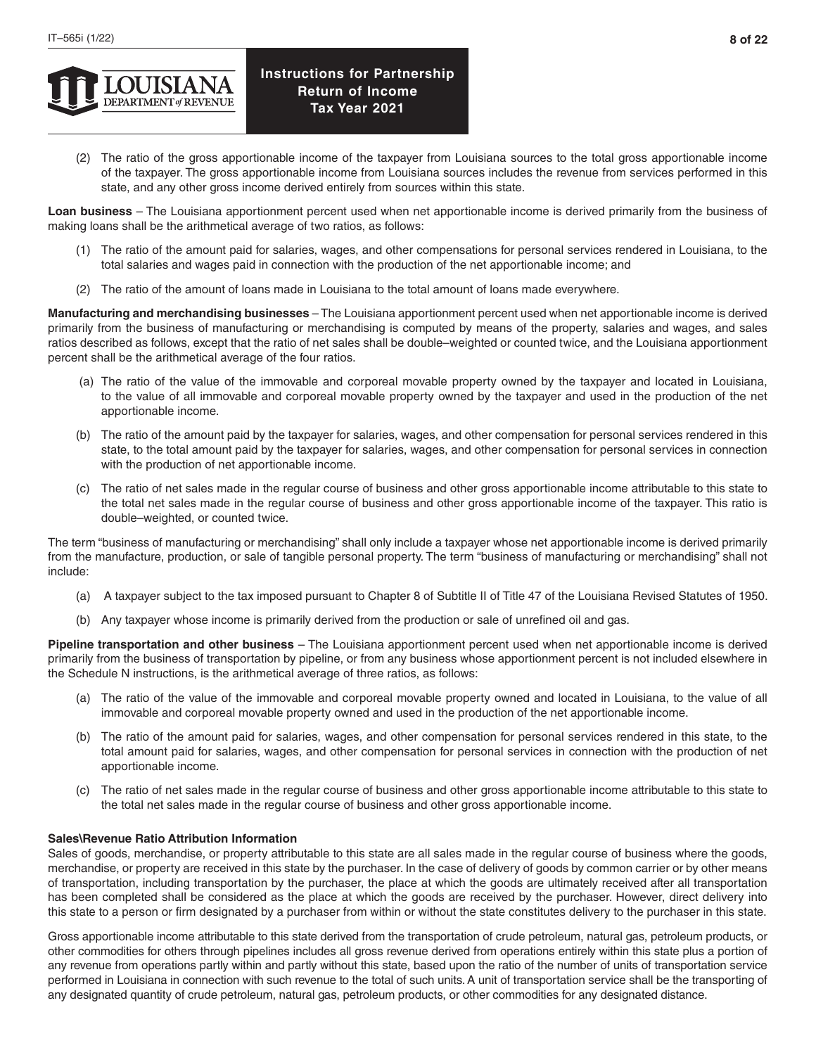(2) The ratio of the gross apportionable income of the taxpayer from Louisiana sources to the total gross apportionable income of the taxpayer. The gross apportionable income from Louisiana sources includes the revenue from services performed in this state, and any other gross income derived entirely from sources within this state.

**Loan business** – The Louisiana apportionment percent used when net apportionable income is derived primarily from the business of making loans shall be the arithmetical average of two ratios, as follows:

(1) The ratio of the amount paid for salaries, wages, and other compensations for personal services rendered in Louisiana, to the total salaries and wages paid in connection with the production of the net apportionable income; and

(2) The ratio of the amount of loans made in Louisiana to the total amount of loans made everywhere.

**Manufacturing and merchandising businesses** – The Louisiana apportionment percent used when net apportionable income is derived primarily from the business of manufacturing or merchandising is computed by means of the property, salaries and wages, and sales ratios described as follows, except that the ratio of net sales shall be double–weighted or counted twice, and the Louisiana apportionment percent shall be the arithmetical average of the four ratios.

(a) The ratio of the value of the immovable and corporeal movable property owned by the taxpayer and located in Louisiana, to the value of all immovable and corporeal movable property owned by the taxpayer and used in the production of the net apportionable income.

(b) The ratio of the amount paid by the taxpayer for salaries, wages, and other compensation for personal services rendered in this state, to the total amount paid by the taxpayer for salaries, wages, and other compensation for personal services in connection with the production of net apportionable income.

(c) The ratio of net sales made in the regular course of business and other gross apportionable income attributable to this state to the total net sales made in the regular course of business and other gross apportionable income of the taxpayer. This ratio is double–weighted, or counted twice.

The term "business of manufacturing or merchandising" shall only include a taxpayer whose net apportionable income is derived primarily from the manufacture, production, or sale of tangible personal property. The term "business of manufacturing or merchandising" shall not include:

(a) A taxpayer subject to the tax imposed pursuant to Chapter 8 of Subtitle II of Title 47 of the Louisiana Revised Statutes of 1950.

(b) Any taxpayer whose income is primarily derived from the production or sale of unrefined oil and gas.

**Pipeline transportation and other business** – The Louisiana apportionment percent used when net apportionable income is derived primarily from the business of transportation by pipeline, or from any business whose apportionment percent is not included elsewhere in the Schedule N instructions, is the arithmetical average of three ratios, as follows:

(a) The ratio of the value of the immovable and corporeal movable property owned and located in Louisiana, to the value of all immovable and corporeal movable property owned and used in the production of the net apportionable income.

(b) The ratio of the amount paid for salaries, wages, and other compensation for personal services rendered in this state, to the total amount paid for salaries, wages, and other compensation for personal services in connection with the production of net apportionable income.

(c) The ratio of net sales made in the regular course of business and other gross apportionable income attributable to this state to the total net sales made in the regular course of business and other gross apportionable income.

**Sales\Revenue Ratio Attribution Information**

Sales of goods, merchandise, or property attributable to this state are all sales made in the regular course of business where the goods, merchandise, or property are received in this state by the purchaser. In the case of delivery of goods by common carrier or by other means of transportation, including transportation by the purchaser, the place at which the goods are ultimately received after all transportation has been completed shall be considered as the place at which the goods are received by the purchaser. However, direct delivery into this state to a person or firm designated by a purchaser from within or without the state constitutes delivery to the purchaser in this state.

Gross apportionable income attributable to this state derived from the transportation of crude petroleum, natural gas, petroleum products, or other commodities for others through pipelines includes all gross revenue derived from operations entirely within this state plus a portion of any revenue from operations partly within and partly without this state, based upon the ratio of the number of units of transportation service performed in Louisiana in connection with such revenue to the total of such units. A unit of transportation service shall be the transporting of any designated quantity of crude petroleum, natural gas, petroleum products, or other commodities for any designated distance.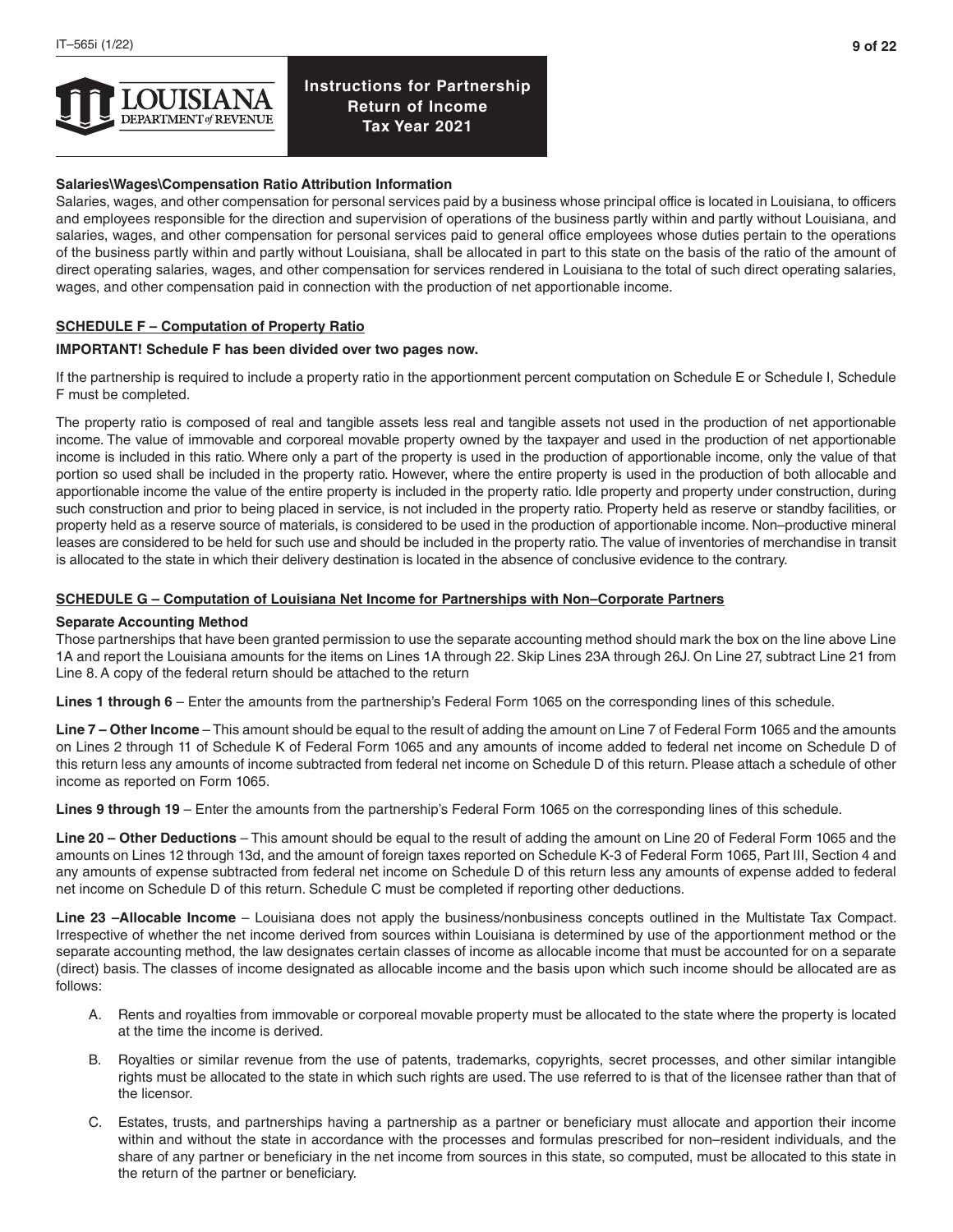**Salaries\Wages\Compensation Ratio Attribution Information**

Salaries, wages, and other compensation for personal services paid by a business whose principal office is located in Louisiana, to officers and employees responsible for the direction and supervision of operations of the business partly within and partly without Louisiana, and salaries, wages, and other compensation for personal services paid to general office employees whose duties pertain to the operations of the business partly within and partly without Louisiana, shall be allocated in part to this state on the basis of the ratio of the amount of direct operating salaries, wages, and other compensation for services rendered in Louisiana to the total of such direct operating salaries, wages, and other compensation paid in connection with the production of net apportionable income.

## SCHEDULE F – Computation of Property Ratio

**IMPORTANT! Schedule F has been divided over two pages now.**

If the partnership is required to include a property ratio in the apportionment percent computation on Schedule E or Schedule I, Schedule F must be completed.

The property ratio is composed of real and tangible assets less real and tangible assets not used in the production of net apportionable income. The value of immovable and corporeal movable property owned by the taxpayer and used in the production of net apportionable income is included in this ratio. Where only a part of the property is used in the production of apportionable income, only the value of that portion so used shall be included in the property ratio. However, where the entire property is used in the production of both allocable and apportionable income the value of the entire property is included in the property ratio. Idle property and property under construction, during such construction and prior to being placed in service, is not included in the property ratio. Property held as reserve or standby facilities, or property held as a reserve source of materials, is considered to be used in the production of apportionable income. Non–productive mineral leases are considered to be held for such use and should be included in the property ratio. The value of inventories of merchandise in transit is allocated to the state in which their delivery destination is located in the absence of conclusive evidence to the contrary.

## SCHEDULE G – Computation of Louisiana Net Income for Partnerships with Non–Corporate Partners

**Separate Accounting Method**

Those partnerships that have been granted permission to use the separate accounting method should mark the box on the line above Line 1A and report the Louisiana amounts for the items on Lines 1A through 22. Skip Lines 23A through 26J. On Line 27, subtract Line 21 from Line 8. A copy of the federal return should be attached to the return

**Lines 1 through 6** – Enter the amounts from the partnership's Federal Form 1065 on the corresponding lines of this schedule.

**Line 7 – Other Income** – This amount should be equal to the result of adding the amount on Line 7 of Federal Form 1065 and the amounts on Lines 2 through 11 of Schedule K of Federal Form 1065 and any amounts of income added to federal net income on Schedule D of this return less any amounts of income subtracted from federal net income on Schedule D of this return. Please attach a schedule of other income as reported on Form 1065.

**Lines 9 through 19** – Enter the amounts from the partnership's Federal Form 1065 on the corresponding lines of this schedule.

**Line 20 – Other Deductions** – This amount should be equal to the result of adding the amount on Line 20 of Federal Form 1065 and the amounts on Lines 12 through 13d, and the amount of foreign taxes reported on Schedule K-3 of Federal Form 1065, Part III, Section 4 and any amounts of expense subtracted from federal net income on Schedule D of this return less any amounts of expense added to federal net income on Schedule D of this return. Schedule C must be completed if reporting other deductions.

**Line 23 –Allocable Income** – Louisiana does not apply the business/nonbusiness concepts outlined in the Multistate Tax Compact. Irrespective of whether the net income derived from sources within Louisiana is determined by use of the apportionment method or the separate accounting method, the law designates certain classes of income as allocable income that must be accounted for on a separate (direct) basis. The classes of income designated as allocable income and the basis upon which such income should be allocated are as follows:

A. Rents and royalties from immovable or corporeal movable property must be allocated to the state where the property is located at the time the income is derived.

B. Royalties or similar revenue from the use of patents, trademarks, copyrights, secret processes, and other similar intangible rights must be allocated to the state in which such rights are used. The use referred to is that of the licensee rather than that of the licensor.

C. Estates, trusts, and partnerships having a partnership as a partner or beneficiary must allocate and apportion their income within and without the state in accordance with the processes and formulas prescribed for non–resident individuals, and the share of any partner or beneficiary in the net income from sources in this state, so computed, must be allocated to this state in the return of the partner or beneficiary.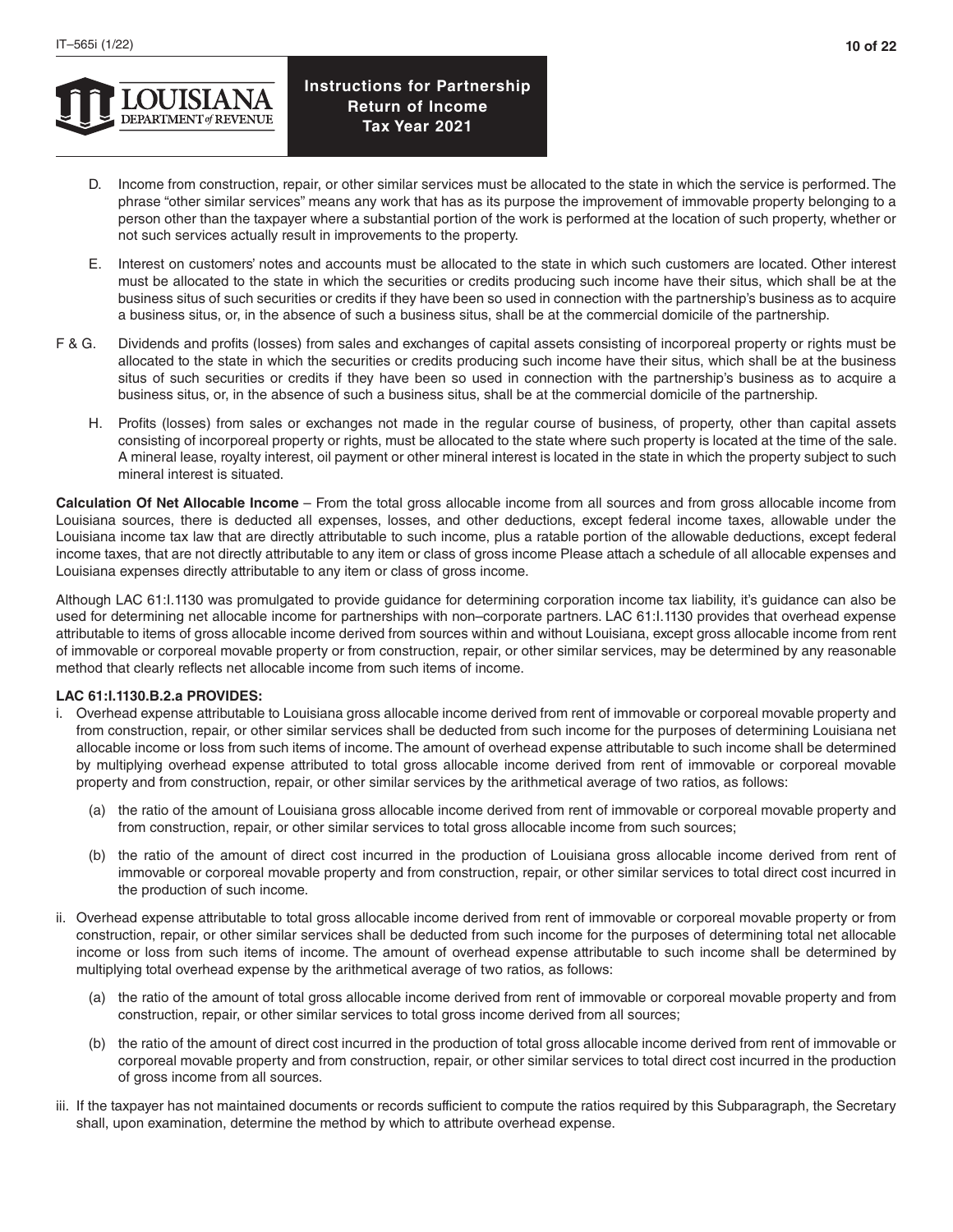D. Income from construction, repair, or other similar services must be allocated to the state in which the service is performed. The phrase "other similar services" means any work that has as its purpose the improvement of immovable property belonging to a person other than the taxpayer where a substantial portion of the work is performed at the location of such property, whether or not such services actually result in improvements to the property.

E. Interest on customers' notes and accounts must be allocated to the state in which such customers are located. Other interest must be allocated to the state in which the securities or credits producing such income have their situs, which shall be at the business situs of such securities or credits if they have been so used in connection with the partnership's business as to acquire a business situs, or, in the absence of such a business situs, shall be at the commercial domicile of the partnership.

F & G. Dividends and profits (losses) from sales and exchanges of capital assets consisting of incorporeal property or rights must be allocated to the state in which the securities or credits producing such income have their situs, which shall be at the business situs of such securities or credits if they have been so used in connection with the partnership's business as to acquire a business situs, or, in the absence of such a business situs, shall be at the commercial domicile of the partnership.

H. Profits (losses) from sales or exchanges not made in the regular course of business, of property, other than capital assets consisting of incorporeal property or rights, must be allocated to the state where such property is located at the time of the sale. A mineral lease, royalty interest, oil payment or other mineral interest is located in the state in which the property subject to such mineral interest is situated.

**Calculation Of Net Allocable Income** – From the total gross allocable income from all sources and from gross allocable income from Louisiana sources, there is deducted all expenses, losses, and other deductions, except federal income taxes, allowable under the Louisiana income tax law that are directly attributable to such income, plus a ratable portion of the allowable deductions, except federal income taxes, that are not directly attributable to any item or class of gross income Please attach a schedule of all allocable expenses and Louisiana expenses directly attributable to any item or class of gross income.

Although LAC 61:I.1130 was promulgated to provide guidance for determining corporation income tax liability, it's guidance can also be used for determining net allocable income for partnerships with non–corporate partners. LAC 61:I.1130 provides that overhead expense attributable to items of gross allocable income derived from sources within and without Louisiana, except gross allocable income from rent of immovable or corporeal movable property or from construction, repair, or other similar services, may be determined by any reasonable method that clearly reflects net allocable income from such items of income.

**LAC 61:I.1130.B.2.a PROVIDES:**

i. Overhead expense attributable to Louisiana gross allocable income derived from rent of immovable or corporeal movable property and from construction, repair, or other similar services shall be deducted from such income for the purposes of determining Louisiana net allocable income or loss from such items of income. The amount of overhead expense attributable to such income shall be determined by multiplying overhead expense attributed to total gross allocable income derived from rent of immovable or corporeal movable property and from construction, repair, or other similar services by the arithmetical average of two ratios, as follows:

   (a) the ratio of the amount of Louisiana gross allocable income derived from rent of immovable or corporeal movable property and from construction, repair, or other similar services to total gross allocable income from such sources;

   (b) the ratio of the amount of direct cost incurred in the production of Louisiana gross allocable income derived from rent of immovable or corporeal movable property and from construction, repair, or other similar services to total direct cost incurred in the production of such income.

ii. Overhead expense attributable to total gross allocable income derived from rent of immovable or corporeal movable property or from construction, repair, or other similar services shall be deducted from such income for the purposes of determining total net allocable income or loss from such items of income. The amount of overhead expense attributable to such income shall be determined by multiplying total overhead expense by the arithmetical average of two ratios, as follows:

   (a) the ratio of the amount of total gross allocable income derived from rent of immovable or corporeal movable property and from construction, repair, or other similar services to total gross income derived from all sources;

   (b) the ratio of the amount of direct cost incurred in the production of total gross allocable income derived from rent of immovable or corporeal movable property and from construction, repair, or other similar services to total direct cost incurred in the production of gross income from all sources.

iii. If the taxpayer has not maintained documents or records sufficient to compute the ratios required by this Subparagraph, the Secretary shall, upon examination, determine the method by which to attribute overhead expense.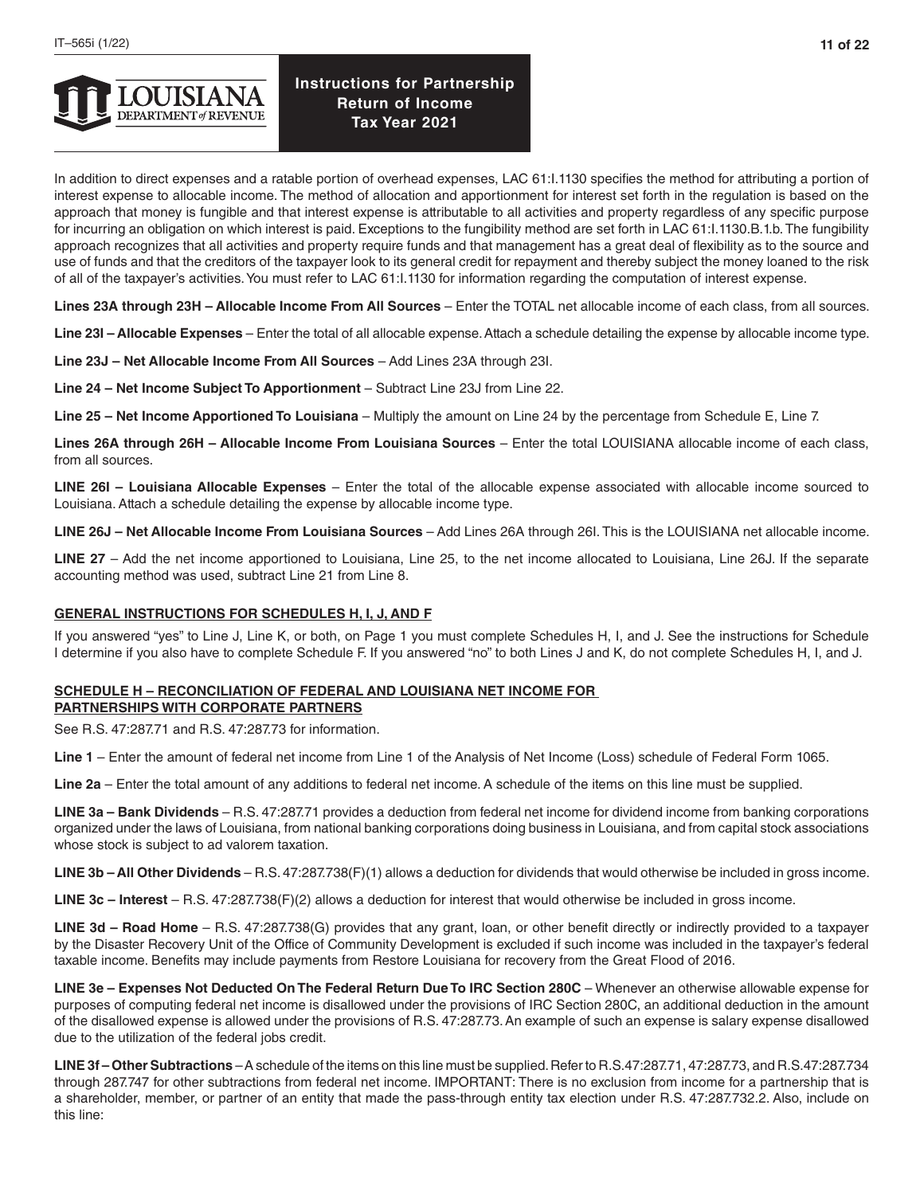In addition to direct expenses and a ratable portion of overhead expenses, LAC 61:I.1130 specifies the method for attributing a portion of interest expense to allocable income. The method of allocation and apportionment for interest set forth in the regulation is based on the approach that money is fungible and that interest expense is attributable to all activities and property regardless of any specific purpose for incurring an obligation on which interest is paid. Exceptions to the fungibility method are set forth in LAC 61:I.1130.B.1.b. The fungibility approach recognizes that all activities and property require funds and that management has a great deal of flexibility as to the source and use of funds and that the creditors of the taxpayer look to its general credit for repayment and thereby subject the money loaned to the risk of all of the taxpayer's activities. You must refer to LAC 61:I.1130 for information regarding the computation of interest expense.

**Lines 23A through 23H – Allocable Income From All Sources** – Enter the TOTAL net allocable income of each class, from all sources.

**Line 23I – Allocable Expenses** – Enter the total of all allocable expense. Attach a schedule detailing the expense by allocable income type.

**Line 23J – Net Allocable Income From All Sources** – Add Lines 23A through 23I.

**Line 24 – Net Income Subject To Apportionment** – Subtract Line 23J from Line 22.

**Line 25 – Net Income Apportioned To Louisiana** – Multiply the amount on Line 24 by the percentage from Schedule E, Line 7.

**Lines 26A through 26H – Allocable Income From Louisiana Sources** – Enter the total LOUISIANA allocable income of each class, from all sources.

**LINE 26I – Louisiana Allocable Expenses** – Enter the total of the allocable expense associated with allocable income sourced to Louisiana. Attach a schedule detailing the expense by allocable income type.

**LINE 26J – Net Allocable Income From Louisiana Sources** – Add Lines 26A through 26I. This is the LOUISIANA net allocable income.

**LINE 27** – Add the net income apportioned to Louisiana, Line 25, to the net income allocated to Louisiana, Line 26J. If the separate accounting method was used, subtract Line 21 from Line 8.

## GENERAL INSTRUCTIONS FOR SCHEDULES H, I, J, AND F

If you answered "yes" to Line J, Line K, or both, on Page 1 you must complete Schedules H, I, and J. See the instructions for Schedule I determine if you also have to complete Schedule F. If you answered "no" to both Lines J and K, do not complete Schedules H, I, and J.

## SCHEDULE H – RECONCILIATION OF FEDERAL AND LOUISIANA NET INCOME FOR PARTNERSHIPS WITH CORPORATE PARTNERS

See R.S. 47:287.71 and R.S. 47:287.73 for information.

**Line 1** – Enter the amount of federal net income from Line 1 of the Analysis of Net Income (Loss) schedule of Federal Form 1065.

**Line 2a** – Enter the total amount of any additions to federal net income. A schedule of the items on this line must be supplied.

**LINE 3a – Bank Dividends** – R.S. 47:287.71 provides a deduction from federal net income for dividend income from banking corporations organized under the laws of Louisiana, from national banking corporations doing business in Louisiana, and from capital stock associations whose stock is subject to ad valorem taxation.

**LINE 3b – All Other Dividends** – R.S. 47:287.738(F)(1) allows a deduction for dividends that would otherwise be included in gross income.

**LINE 3c – Interest** – R.S. 47:287.738(F)(2) allows a deduction for interest that would otherwise be included in gross income.

**LINE 3d – Road Home** – R.S. 47:287.738(G) provides that any grant, loan, or other benefit directly or indirectly provided to a taxpayer by the Disaster Recovery Unit of the Office of Community Development is excluded if such income was included in the taxpayer's federal taxable income. Benefits may include payments from Restore Louisiana for recovery from the Great Flood of 2016.

**LINE 3e – Expenses Not Deducted On The Federal Return Due To IRC Section 280C** – Whenever an otherwise allowable expense for purposes of computing federal net income is disallowed under the provisions of IRC Section 280C, an additional deduction in the amount of the disallowed expense is allowed under the provisions of R.S. 47:287.73. An example of such an expense is salary expense disallowed due to the utilization of the federal jobs credit.

**LINE 3f – Other Subtractions** – A schedule of the items on this line must be supplied. Refer to R.S.47:287.71, 47:287.73, and R.S.47:287.734 through 287.747 for other subtractions from federal net income. IMPORTANT: There is no exclusion from income for a partnership that is a shareholder, member, or partner of an entity that made the pass-through entity tax election under R.S. 47:287.732.2. Also, include on this line: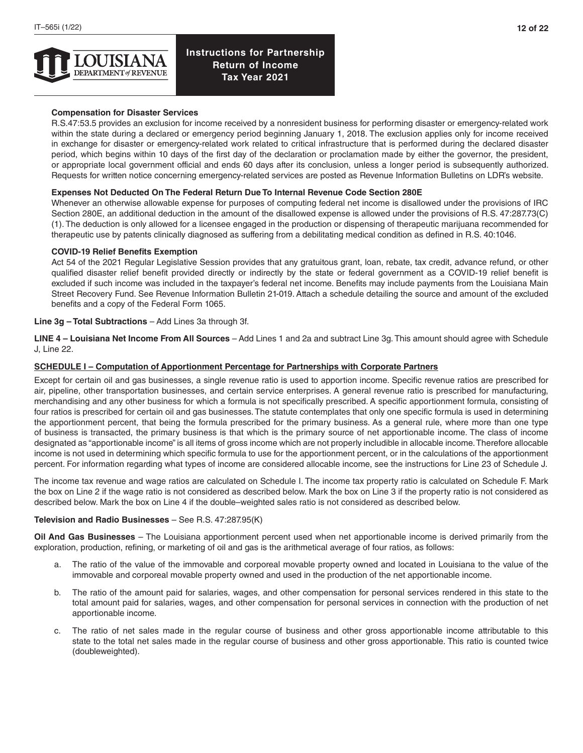**Compensation for Disaster Services**

R.S.47:53.5 provides an exclusion for income received by a nonresident business for performing disaster or emergency-related work within the state during a declared or emergency period beginning January 1, 2018. The exclusion applies only for income received in exchange for disaster or emergency-related work related to critical infrastructure that is performed during the declared disaster period, which begins within 10 days of the first day of the declaration or proclamation made by either the governor, the president, or appropriate local government official and ends 60 days after its conclusion, unless a longer period is subsequently authorized. Requests for written notice concerning emergency-related services are posted as Revenue Information Bulletins on LDR's website.

**Expenses Not Deducted On The Federal Return Due To Internal Revenue Code Section 280E**

Whenever an otherwise allowable expense for purposes of computing federal net income is disallowed under the provisions of IRC Section 280E, an additional deduction in the amount of the disallowed expense is allowed under the provisions of R.S. 47:287.73(C)(1). The deduction is only allowed for a licensee engaged in the production or dispensing of therapeutic marijuana recommended for therapeutic use by patents clinically diagnosed as suffering from a debilitating medical condition as defined in R.S. 40:1046.

**COVID-19 Relief Benefits Exemption**

Act 54 of the 2021 Regular Legislative Session provides that any gratuitous grant, loan, rebate, tax credit, advance refund, or other qualified disaster relief benefit provided directly or indirectly by the state or federal government as a COVID-19 relief benefit is excluded if such income was included in the taxpayer's federal net income. Benefits may include payments from the Louisiana Main Street Recovery Fund. See Revenue Information Bulletin 21-019. Attach a schedule detailing the source and amount of the excluded benefits and a copy of the Federal Form 1065.

**Line 3g – Total Subtractions** – Add Lines 3a through 3f.

**LINE 4 – Louisiana Net Income From All Sources** – Add Lines 1 and 2a and subtract Line 3g. This amount should agree with Schedule J, Line 22.

**SCHEDULE I – Computation of Apportionment Percentage for Partnerships with Corporate Partners**

Except for certain oil and gas businesses, a single revenue ratio is used to apportion income. Specific revenue ratios are prescribed for air, pipeline, other transportation businesses, and certain service enterprises. A general revenue ratio is prescribed for manufacturing, merchandising and any other business for which a formula is not specifically prescribed. A specific apportionment formula, consisting of four ratios is prescribed for certain oil and gas businesses. The statute contemplates that only one specific formula is used in determining the apportionment percent, that being the formula prescribed for the primary business. As a general rule, where more than one type of business is transacted, the primary business is that which is the primary source of net apportionable income. The class of income designated as "apportionable income" is all items of gross income which are not properly includible in allocable income. Therefore allocable income is not used in determining which specific formula to use for the apportionment percent, or in the calculations of the apportionment percent. For information regarding what types of income are considered allocable income, see the instructions for Line 23 of Schedule J.

The income tax revenue and wage ratios are calculated on Schedule I. The income tax property ratio is calculated on Schedule F. Mark the box on Line 2 if the wage ratio is not considered as described below. Mark the box on Line 3 if the property ratio is not considered as described below. Mark the box on Line 4 if the double–weighted sales ratio is not considered as described below.

**Television and Radio Businesses** – See R.S. 47:287.95(K)

**Oil And Gas Businesses** – The Louisiana apportionment percent used when net apportionable income is derived primarily from the exploration, production, refining, or marketing of oil and gas is the arithmetical average of four ratios, as follows:

a. The ratio of the value of the immovable and corporeal movable property owned and located in Louisiana to the value of the immovable and corporeal movable property owned and used in the production of the net apportionable income.

b. The ratio of the amount paid for salaries, wages, and other compensation for personal services rendered in this state to the total amount paid for salaries, wages, and other compensation for personal services in connection with the production of net apportionable income.

c. The ratio of net sales made in the regular course of business and other gross apportionable income attributable to this state to the total net sales made in the regular course of business and other gross apportionable. This ratio is counted twice (doubleweighted).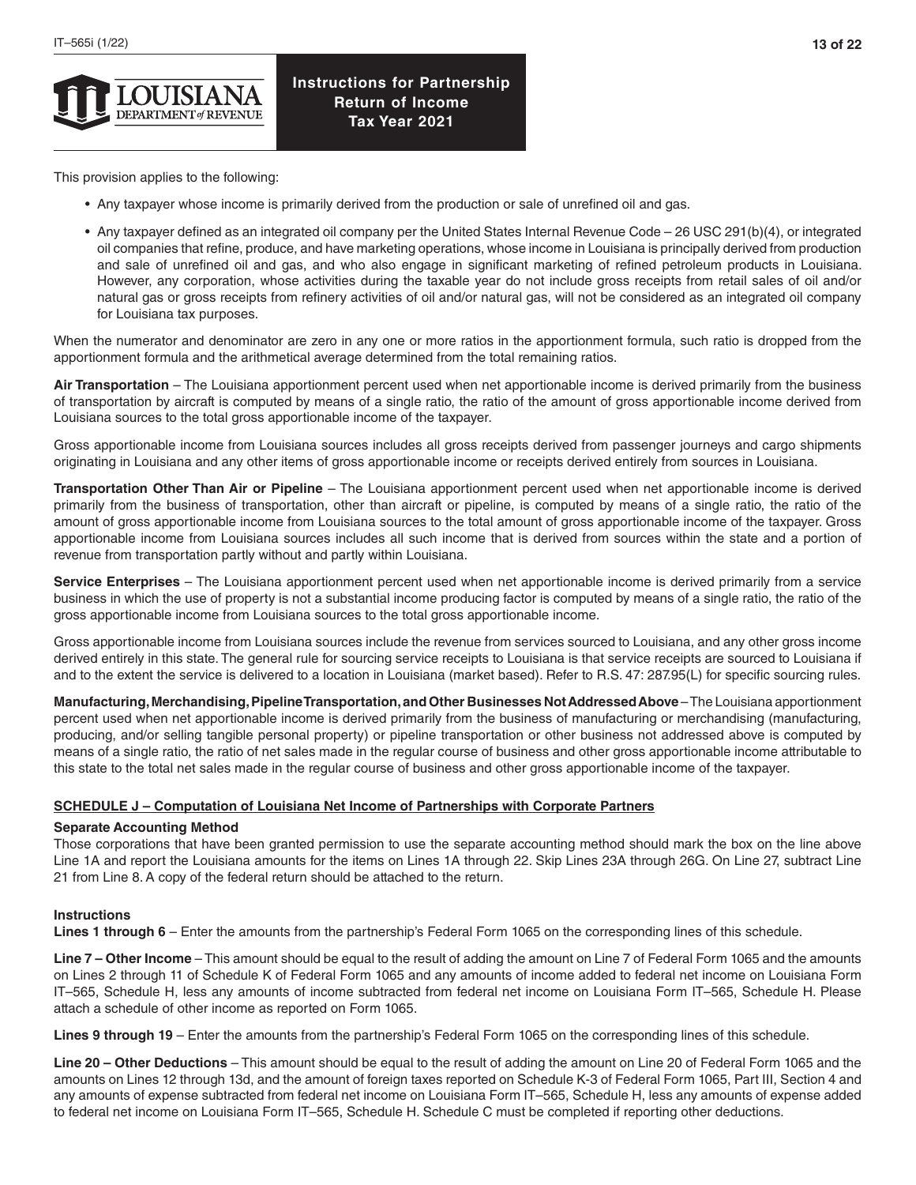This provision applies to the following:

- Any taxpayer whose income is primarily derived from the production or sale of unrefined oil and gas.
- Any taxpayer defined as an integrated oil company per the United States Internal Revenue Code – 26 USC 291(b)(4), or integrated oil companies that refine, produce, and have marketing operations, whose income in Louisiana is principally derived from production and sale of unrefined oil and gas, and who also engage in significant marketing of refined petroleum products in Louisiana. However, any corporation, whose activities during the taxable year do not include gross receipts from retail sales of oil and/or natural gas or gross receipts from refinery activities of oil and/or natural gas, will not be considered as an integrated oil company for Louisiana tax purposes.

When the numerator and denominator are zero in any one or more ratios in the apportionment formula, such ratio is dropped from the apportionment formula and the arithmetical average determined from the total remaining ratios.

**Air Transportation** – The Louisiana apportionment percent used when net apportionable income is derived primarily from the business of transportation by aircraft is computed by means of a single ratio, the ratio of the amount of gross apportionable income derived from Louisiana sources to the total gross apportionable income of the taxpayer.

Gross apportionable income from Louisiana sources includes all gross receipts derived from passenger journeys and cargo shipments originating in Louisiana and any other items of gross apportionable income or receipts derived entirely from sources in Louisiana.

**Transportation Other Than Air or Pipeline** – The Louisiana apportionment percent used when net apportionable income is derived primarily from the business of transportation, other than aircraft or pipeline, is computed by means of a single ratio, the ratio of the amount of gross apportionable income from Louisiana sources to the total amount of gross apportionable income of the taxpayer. Gross apportionable income from Louisiana sources includes all such income that is derived from sources within the state and a portion of revenue from transportation partly without and partly within Louisiana.

**Service Enterprises** – The Louisiana apportionment percent used when net apportionable income is derived primarily from a service business in which the use of property is not a substantial income producing factor is computed by means of a single ratio, the ratio of the gross apportionable income from Louisiana sources to the total gross apportionable income.

Gross apportionable income from Louisiana sources include the revenue from services sourced to Louisiana, and any other gross income derived entirely in this state. The general rule for sourcing service receipts to Louisiana is that service receipts are sourced to Louisiana if and to the extent the service is delivered to a location in Louisiana (market based). Refer to R.S. 47: 287.95(L) for specific sourcing rules.

**Manufacturing, Merchandising, Pipeline Transportation, and Other Businesses Not Addressed Above** – The Louisiana apportionment percent used when net apportionable income is derived primarily from the business of manufacturing or merchandising (manufacturing, producing, and/or selling tangible personal property) or pipeline transportation or other business not addressed above is computed by means of a single ratio, the ratio of net sales made in the regular course of business and other gross apportionable income attributable to this state to the total net sales made in the regular course of business and other gross apportionable income of the taxpayer.

## SCHEDULE J – Computation of Louisiana Net Income of Partnerships with Corporate Partners

**Separate Accounting Method**

Those corporations that have been granted permission to use the separate accounting method should mark the box on the line above Line 1A and report the Louisiana amounts for the items on Lines 1A through 22. Skip Lines 23A through 26G. On Line 27, subtract Line 21 from Line 8. A copy of the federal return should be attached to the return.

**Instructions**

**Lines 1 through 6** – Enter the amounts from the partnership's Federal Form 1065 on the corresponding lines of this schedule.

**Line 7 – Other Income** – This amount should be equal to the result of adding the amount on Line 7 of Federal Form 1065 and the amounts on Lines 2 through 11 of Schedule K of Federal Form 1065 and any amounts of income added to federal net income on Louisiana Form IT–565, Schedule H, less any amounts of income subtracted from federal net income on Louisiana Form IT–565, Schedule H. Please attach a schedule of other income as reported on Form 1065.

**Lines 9 through 19** – Enter the amounts from the partnership's Federal Form 1065 on the corresponding lines of this schedule.

**Line 20 – Other Deductions** – This amount should be equal to the result of adding the amount on Line 20 of Federal Form 1065 and the amounts on Lines 12 through 13d, and the amount of foreign taxes reported on Schedule K-3 of Federal Form 1065, Part III, Section 4 and any amounts of expense subtracted from federal net income on Louisiana Form IT–565, Schedule H, less any amounts of expense added to federal net income on Louisiana Form IT–565, Schedule H. Schedule C must be completed if reporting other deductions.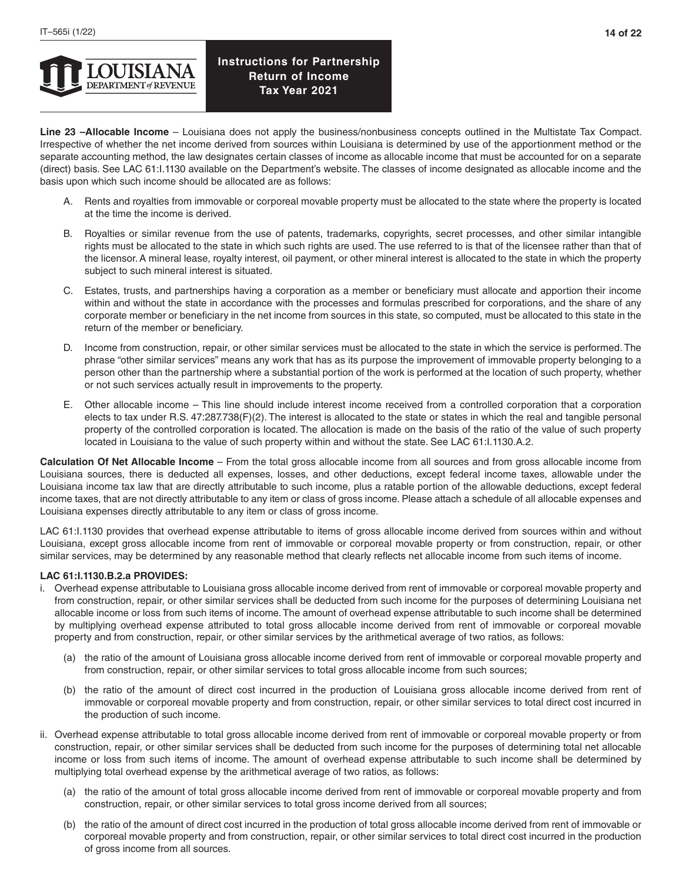**Line 23 –Allocable Income** – Louisiana does not apply the business/nonbusiness concepts outlined in the Multistate Tax Compact. Irrespective of whether the net income derived from sources within Louisiana is determined by use of the apportionment method or the separate accounting method, the law designates certain classes of income as allocable income that must be accounted for on a separate (direct) basis. See LAC 61:I.1130 available on the Department's website. The classes of income designated as allocable income and the basis upon which such income should be allocated are as follows:

A. Rents and royalties from immovable or corporeal movable property must be allocated to the state where the property is located at the time the income is derived.

B. Royalties or similar revenue from the use of patents, trademarks, copyrights, secret processes, and other similar intangible rights must be allocated to the state in which such rights are used. The use referred to is that of the licensee rather than that of the licensor. A mineral lease, royalty interest, oil payment, or other mineral interest is allocated to the state in which the property subject to such mineral interest is situated.

C. Estates, trusts, and partnerships having a corporation as a member or beneficiary must allocate and apportion their income within and without the state in accordance with the processes and formulas prescribed for corporations, and the share of any corporate member or beneficiary in the net income from sources in this state, so computed, must be allocated to this state in the return of the member or beneficiary.

D. Income from construction, repair, or other similar services must be allocated to the state in which the service is performed. The phrase "other similar services" means any work that has as its purpose the improvement of immovable property belonging to a person other than the partnership where a substantial portion of the work is performed at the location of such property, whether or not such services actually result in improvements to the property.

E. Other allocable income – This line should include interest income received from a controlled corporation that a corporation elects to tax under R.S. 47:287.738(F)(2). The interest is allocated to the state or states in which the real and tangible personal property of the controlled corporation is located. The allocation is made on the basis of the ratio of the value of such property located in Louisiana to the value of such property within and without the state. See LAC 61:I.1130.A.2.

**Calculation Of Net Allocable Income** – From the total gross allocable income from all sources and from gross allocable income from Louisiana sources, there is deducted all expenses, losses, and other deductions, except federal income taxes, allowable under the Louisiana income tax law that are directly attributable to such income, plus a ratable portion of the allowable deductions, except federal income taxes, that are not directly attributable to any item or class of gross income. Please attach a schedule of all allocable expenses and Louisiana expenses directly attributable to any item or class of gross income.

LAC 61:I.1130 provides that overhead expense attributable to items of gross allocable income derived from sources within and without Louisiana, except gross allocable income from rent of immovable or corporeal movable property or from construction, repair, or other similar services, may be determined by any reasonable method that clearly reflects net allocable income from such items of income.

**LAC 61:I.1130.B.2.a PROVIDES:**

i. Overhead expense attributable to Louisiana gross allocable income derived from rent of immovable or corporeal movable property and from construction, repair, or other similar services shall be deducted from such income for the purposes of determining Louisiana net allocable income or loss from such items of income. The amount of overhead expense attributable to such income shall be determined by multiplying overhead expense attributed to total gross allocable income derived from rent of immovable or corporeal movable property and from construction, repair, or other similar services by the arithmetical average of two ratios, as follows:

   (a) the ratio of the amount of Louisiana gross allocable income derived from rent of immovable or corporeal movable property and from construction, repair, or other similar services to total gross allocable income from such sources;

   (b) the ratio of the amount of direct cost incurred in the production of Louisiana gross allocable income derived from rent of immovable or corporeal movable property and from construction, repair, or other similar services to total direct cost incurred in the production of such income.

ii. Overhead expense attributable to total gross allocable income derived from rent of immovable or corporeal movable property or from construction, repair, or other similar services shall be deducted from such income for the purposes of determining total net allocable income or loss from such items of income. The amount of overhead expense attributable to such income shall be determined by multiplying total overhead expense by the arithmetical average of two ratios, as follows:

   (a) the ratio of the amount of total gross allocable income derived from rent of immovable or corporeal movable property and from construction, repair, or other similar services to total gross income derived from all sources;

   (b) the ratio of the amount of direct cost incurred in the production of total gross allocable income derived from rent of immovable or corporeal movable property and from construction, repair, or other similar services to total direct cost incurred in the production of gross income from all sources.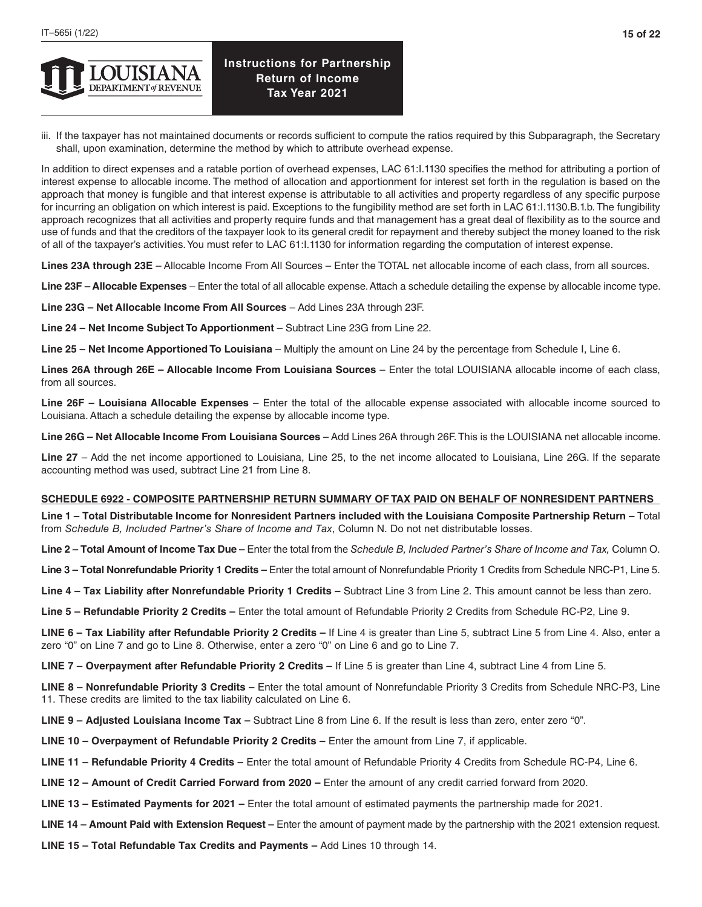iii. If the taxpayer has not maintained documents or records sufficient to compute the ratios required by this Subparagraph, the Secretary shall, upon examination, determine the method by which to attribute overhead expense.

In addition to direct expenses and a ratable portion of overhead expenses, LAC 61:I.1130 specifies the method for attributing a portion of interest expense to allocable income. The method of allocation and apportionment for interest set forth in the regulation is based on the approach that money is fungible and that interest expense is attributable to all activities and property regardless of any specific purpose for incurring an obligation on which interest is paid. Exceptions to the fungibility method are set forth in LAC 61:I.1130.B.1.b. The fungibility approach recognizes that all activities and property require funds and that management has a great deal of flexibility as to the source and use of funds and that the creditors of the taxpayer look to its general credit for repayment and thereby subject the money loaned to the risk of all of the taxpayer's activities. You must refer to LAC 61:I.1130 for information regarding the computation of interest expense.

**Lines 23A through 23E** – Allocable Income From All Sources – Enter the TOTAL net allocable income of each class, from all sources.

**Line 23F – Allocable Expenses** – Enter the total of all allocable expense. Attach a schedule detailing the expense by allocable income type.

**Line 23G – Net Allocable Income From All Sources** – Add Lines 23A through 23F.

**Line 24 – Net Income Subject To Apportionment** – Subtract Line 23G from Line 22.

**Line 25 – Net Income Apportioned To Louisiana** – Multiply the amount on Line 24 by the percentage from Schedule I, Line 6.

**Lines 26A through 26E – Allocable Income From Louisiana Sources** – Enter the total LOUISIANA allocable income of each class, from all sources.

**Line 26F – Louisiana Allocable Expenses** – Enter the total of the allocable expense associated with allocable income sourced to Louisiana. Attach a schedule detailing the expense by allocable income type.

**Line 26G – Net Allocable Income From Louisiana Sources** – Add Lines 26A through 26F. This is the LOUISIANA net allocable income.

**Line 27** – Add the net income apportioned to Louisiana, Line 25, to the net income allocated to Louisiana, Line 26G. If the separate accounting method was used, subtract Line 21 from Line 8.

## SCHEDULE 6922 - COMPOSITE PARTNERSHIP RETURN SUMMARY OF TAX PAID ON BEHALF OF NONRESIDENT PARTNERS

**Line 1 – Total Distributable Income for Nonresident Partners included with the Louisiana Composite Partnership Return –** Total from *Schedule B, Included Partner's Share of Income and Tax*, Column N. Do not net distributable losses.

**Line 2 – Total Amount of Income Tax Due –** Enter the total from the *Schedule B, Included Partner's Share of Income and Tax,* Column O.

**Line 3 – Total Nonrefundable Priority 1 Credits –** Enter the total amount of Nonrefundable Priority 1 Credits from Schedule NRC-P1, Line 5.

**Line 4 – Tax Liability after Nonrefundable Priority 1 Credits –** Subtract Line 3 from Line 2. This amount cannot be less than zero.

**Line 5 – Refundable Priority 2 Credits –** Enter the total amount of Refundable Priority 2 Credits from Schedule RC-P2, Line 9.

**LINE 6 – Tax Liability after Refundable Priority 2 Credits –** If Line 4 is greater than Line 5, subtract Line 5 from Line 4. Also, enter a zero "0" on Line 7 and go to Line 8. Otherwise, enter a zero "0" on Line 6 and go to Line 7.

**LINE 7 – Overpayment after Refundable Priority 2 Credits –** If Line 5 is greater than Line 4, subtract Line 4 from Line 5.

**LINE 8 – Nonrefundable Priority 3 Credits –** Enter the total amount of Nonrefundable Priority 3 Credits from Schedule NRC-P3, Line 11. These credits are limited to the tax liability calculated on Line 6.

**LINE 9 – Adjusted Louisiana Income Tax –** Subtract Line 8 from Line 6. If the result is less than zero, enter zero "0".

**LINE 10 – Overpayment of Refundable Priority 2 Credits –** Enter the amount from Line 7, if applicable.

**LINE 11 – Refundable Priority 4 Credits –** Enter the total amount of Refundable Priority 4 Credits from Schedule RC-P4, Line 6.

**LINE 12 – Amount of Credit Carried Forward from 2020 –** Enter the amount of any credit carried forward from 2020.

**LINE 13 – Estimated Payments for 2021 –** Enter the total amount of estimated payments the partnership made for 2021.

**LINE 14 – Amount Paid with Extension Request –** Enter the amount of payment made by the partnership with the 2021 extension request.

**LINE 15 – Total Refundable Tax Credits and Payments –** Add Lines 10 through 14.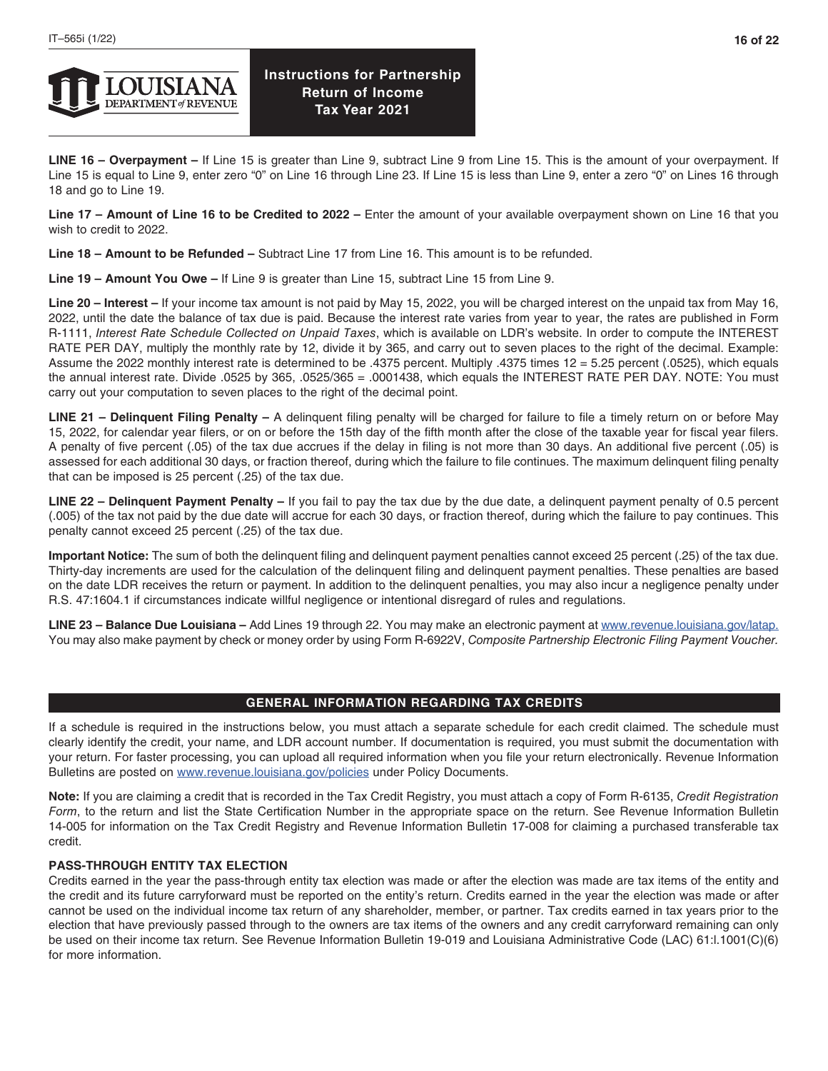**LINE 16 – Overpayment –** If Line 15 is greater than Line 9, subtract Line 9 from Line 15. This is the amount of your overpayment. If Line 15 is equal to Line 9, enter zero "0" on Line 16 through Line 23. If Line 15 is less than Line 9, enter a zero "0" on Lines 16 through 18 and go to Line 19.

**Line 17 – Amount of Line 16 to be Credited to 2022 –** Enter the amount of your available overpayment shown on Line 16 that you wish to credit to 2022.

**Line 18 – Amount to be Refunded –** Subtract Line 17 from Line 16. This amount is to be refunded.

**Line 19 – Amount You Owe –** If Line 9 is greater than Line 15, subtract Line 15 from Line 9.

**Line 20 – Interest –** If your income tax amount is not paid by May 15, 2022, you will be charged interest on the unpaid tax from May 16, 2022, until the date the balance of tax due is paid. Because the interest rate varies from year to year, the rates are published in Form R-1111, *Interest Rate Schedule Collected on Unpaid Taxes*, which is available on LDR's website. In order to compute the INTEREST RATE PER DAY, multiply the monthly rate by 12, divide it by 365, and carry out to seven places to the right of the decimal. Example: Assume the 2022 monthly interest rate is determined to be .4375 percent. Multiply .4375 times 12 = 5.25 percent (.0525), which equals the annual interest rate. Divide .0525 by 365, .0525/365 = .0001438, which equals the INTEREST RATE PER DAY. NOTE: You must carry out your computation to seven places to the right of the decimal point.

**LINE 21 – Delinquent Filing Penalty –** A delinquent filing penalty will be charged for failure to file a timely return on or before May 15, 2022, for calendar year filers, or on or before the 15th day of the fifth month after the close of the taxable year for fiscal year filers. A penalty of five percent (.05) of the tax due accrues if the delay in filing is not more than 30 days. An additional five percent (.05) is assessed for each additional 30 days, or fraction thereof, during which the failure to file continues. The maximum delinquent filing penalty that can be imposed is 25 percent (.25) of the tax due.

**LINE 22 – Delinquent Payment Penalty –** If you fail to pay the tax due by the due date, a delinquent payment penalty of 0.5 percent (.005) of the tax not paid by the due date will accrue for each 30 days, or fraction thereof, during which the failure to pay continues. This penalty cannot exceed 25 percent (.25) of the tax due.

**Important Notice:** The sum of both the delinquent filing and delinquent payment penalties cannot exceed 25 percent (.25) of the tax due. Thirty-day increments are used for the calculation of the delinquent filing and delinquent payment penalties. These penalties are based on the date LDR receives the return or payment. In addition to the delinquent penalties, you may also incur a negligence penalty under R.S. 47:1604.1 if circumstances indicate willful negligence or intentional disregard of rules and regulations.

**LINE 23 – Balance Due Louisiana –** Add Lines 19 through 22. You may make an electronic payment at www.revenue.louisiana.gov/latap. You may also make payment by check or money order by using Form R-6922V, *Composite Partnership Electronic Filing Payment Voucher.*

## GENERAL INFORMATION REGARDING TAX CREDITS

If a schedule is required in the instructions below, you must attach a separate schedule for each credit claimed. The schedule must clearly identify the credit, your name, and LDR account number. If documentation is required, you must submit the documentation with your return. For faster processing, you can upload all required information when you file your return electronically. Revenue Information Bulletins are posted on www.revenue.louisiana.gov/policies under Policy Documents.

**Note:** If you are claiming a credit that is recorded in the Tax Credit Registry, you must attach a copy of Form R-6135, *Credit Registration Form*, to the return and list the State Certification Number in the appropriate space on the return. See Revenue Information Bulletin 14-005 for information on the Tax Credit Registry and Revenue Information Bulletin 17-008 for claiming a purchased transferable tax credit.

### PASS-THROUGH ENTITY TAX ELECTION

Credits earned in the year the pass-through entity tax election was made or after the election was made are tax items of the entity and the credit and its future carryforward must be reported on the entity's return. Credits earned in the year the election was made or after cannot be used on the individual income tax return of any shareholder, member, or partner. Tax credits earned in tax years prior to the election that have previously passed through to the owners are tax items of the owners and any credit carryforward remaining can only be used on their income tax return. See Revenue Information Bulletin 19-019 and Louisiana Administrative Code (LAC) 61:l.1001(C)(6) for more information.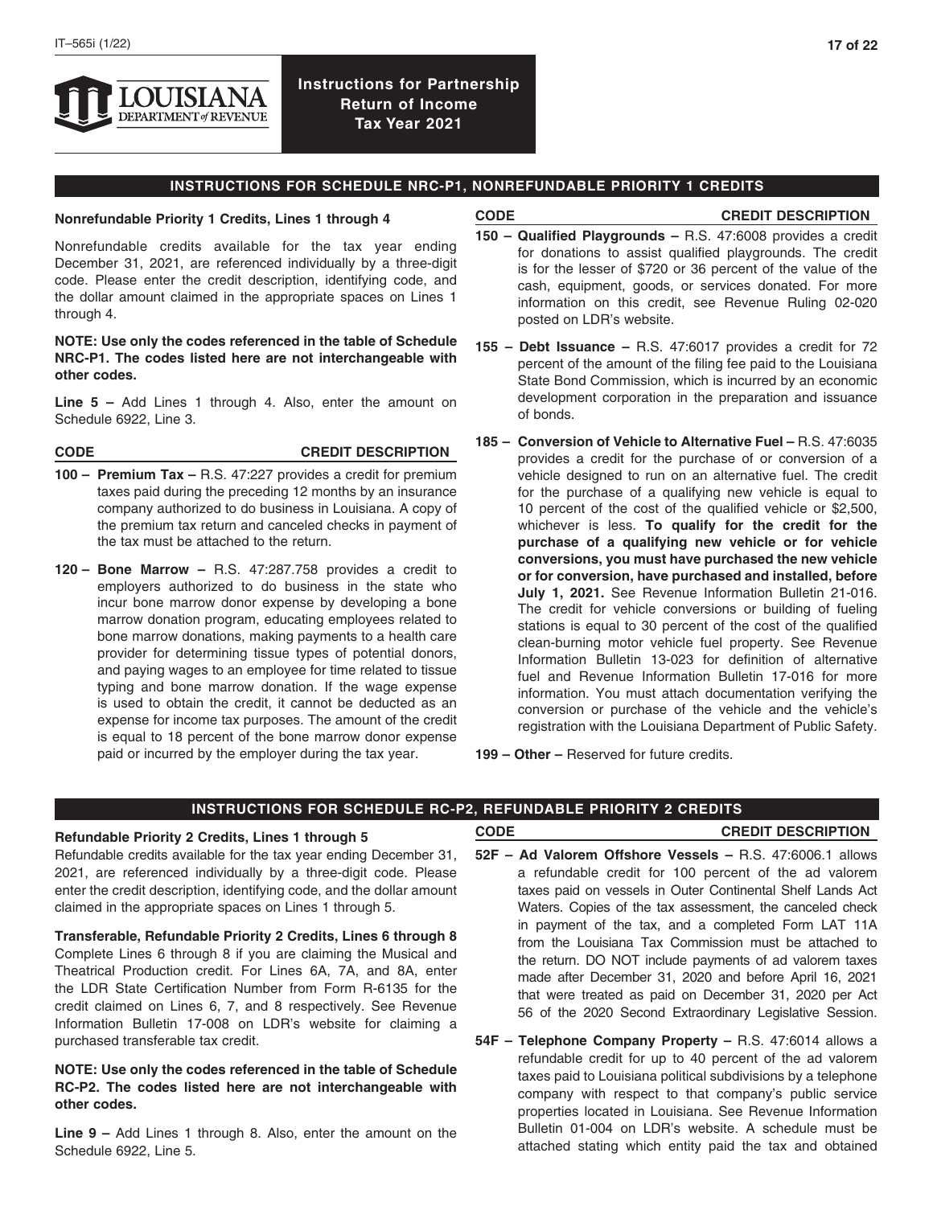# Instructions for Partnership Return of Income Tax Year 2021

## INSTRUCTIONS FOR SCHEDULE NRC-P1, NONREFUNDABLE PRIORITY 1 CREDITS

**Nonrefundable Priority 1 Credits, Lines 1 through 4**

Nonrefundable credits available for the tax year ending December 31, 2021, are referenced individually by a three-digit code. Please enter the credit description, identifying code, and the dollar amount claimed in the appropriate spaces on Lines 1 through 4.

**NOTE: Use only the codes referenced in the table of Schedule NRC-P1. The codes listed here are not interchangeable with other codes.**

**Line 5 –** Add Lines 1 through 4. Also, enter the amount on Schedule 6922, Line 3.

**CODE — CREDIT DESCRIPTION**

**100 – Premium Tax –** R.S. 47:227 provides a credit for premium taxes paid during the preceding 12 months by an insurance company authorized to do business in Louisiana. A copy of the premium tax return and canceled checks in payment of the tax must be attached to the return.

**120 – Bone Marrow –** R.S. 47:287.758 provides a credit to employers authorized to do business in the state who incur bone marrow donor expense by developing a bone marrow donation program, educating employees related to bone marrow donations, making payments to a health care provider for determining tissue types of potential donors, and paying wages to an employee for time related to tissue typing and bone marrow donation. If the wage expense is used to obtain the credit, it cannot be deducted as an expense for income tax purposes. The amount of the credit is equal to 18 percent of the bone marrow donor expense paid or incurred by the employer during the tax year.

**150 – Qualified Playgrounds –** R.S. 47:6008 provides a credit for donations to assist qualified playgrounds. The credit is for the lesser of $720 or 36 percent of the value of the cash, equipment, goods, or services donated. For more information on this credit, see Revenue Ruling 02-020 posted on LDR's website.

**155 – Debt Issuance –** R.S. 47:6017 provides a credit for 72 percent of the amount of the filing fee paid to the Louisiana State Bond Commission, which is incurred by an economic development corporation in the preparation and issuance of bonds.

**185 – Conversion of Vehicle to Alternative Fuel –** R.S. 47:6035 provides a credit for the purchase of or conversion of a vehicle designed to run on an alternative fuel. The credit for the purchase of a qualifying new vehicle is equal to 10 percent of the cost of the qualified vehicle or $2,500, whichever is less. **To qualify for the credit for the purchase of a qualifying new vehicle or for vehicle conversions, you must have purchased the new vehicle or for conversion, have purchased and installed, before July 1, 2021.** See Revenue Information Bulletin 21-016. The credit for vehicle conversions or building of fueling stations is equal to 30 percent of the cost of the qualified clean-burning motor vehicle fuel property. See Revenue Information Bulletin 13-023 for definition of alternative fuel and Revenue Information Bulletin 17-016 for more information. You must attach documentation verifying the conversion or purchase of the vehicle and the vehicle's registration with the Louisiana Department of Public Safety.

**199 – Other –** Reserved for future credits.

## INSTRUCTIONS FOR SCHEDULE RC-P2, REFUNDABLE PRIORITY 2 CREDITS

**Refundable Priority 2 Credits, Lines 1 through 5**

Refundable credits available for the tax year ending December 31, 2021, are referenced individually by a three-digit code. Please enter the credit description, identifying code, and the dollar amount claimed in the appropriate spaces on Lines 1 through 5.

**Transferable, Refundable Priority 2 Credits, Lines 6 through 8**

Complete Lines 6 through 8 if you are claiming the Musical and Theatrical Production credit. For Lines 6A, 7A, and 8A, enter the LDR State Certification Number from Form R-6135 for the credit claimed on Lines 6, 7, and 8 respectively. See Revenue Information Bulletin 17-008 on LDR's website for claiming a purchased transferable tax credit.

**NOTE: Use only the codes referenced in the table of Schedule RC-P2. The codes listed here are not interchangeable with other codes.**

**Line 9 –** Add Lines 1 through 8. Also, enter the amount on the Schedule 6922, Line 5.

**CODE — CREDIT DESCRIPTION**

**52F – Ad Valorem Offshore Vessels –** R.S. 47:6006.1 allows a refundable credit for 100 percent of the ad valorem taxes paid on vessels in Outer Continental Shelf Lands Act Waters. Copies of the tax assessment, the canceled check in payment of the tax, and a completed Form LAT 11A from the Louisiana Tax Commission must be attached to the return. DO NOT include payments of ad valorem taxes made after December 31, 2020 and before April 16, 2021 that were treated as paid on December 31, 2020 per Act 56 of the 2020 Second Extraordinary Legislative Session.

**54F – Telephone Company Property –** R.S. 47:6014 allows a refundable credit for up to 40 percent of the ad valorem taxes paid to Louisiana political subdivisions by a telephone company with respect to that company's public service properties located in Louisiana. See Revenue Information Bulletin 01-004 on LDR's website. A schedule must be attached stating which entity paid the tax and obtained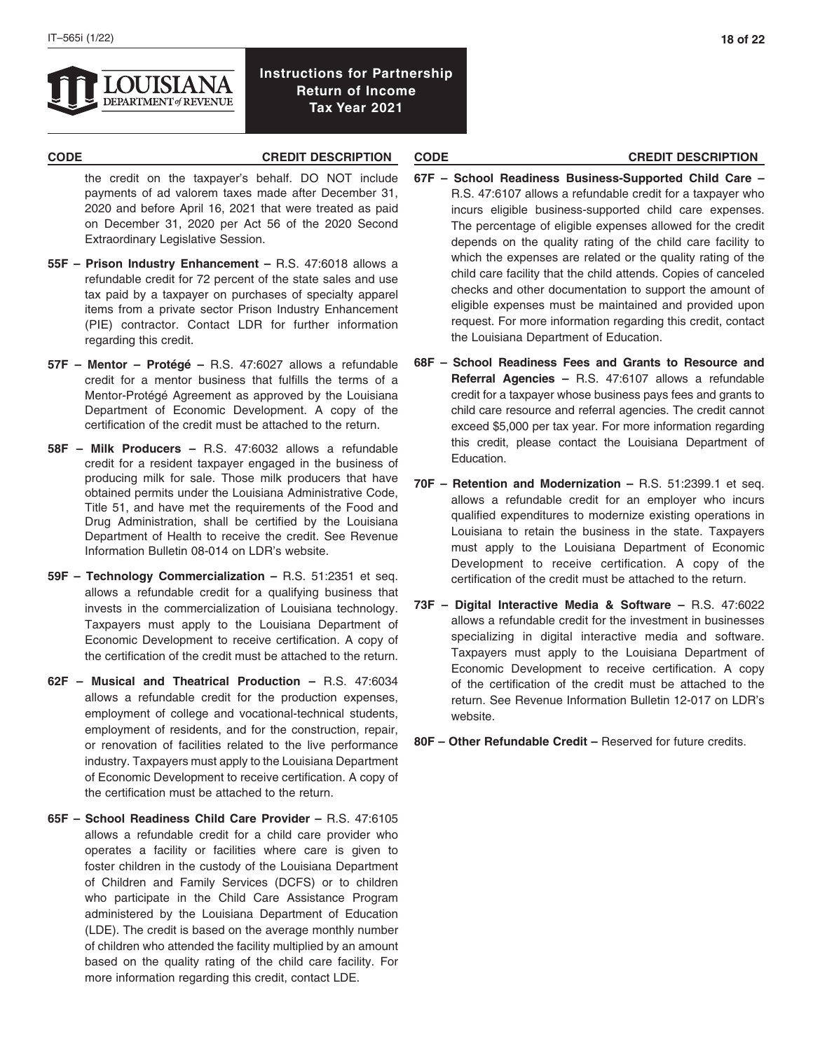# Instructions for Partnership Return of Income Tax Year 2021

| CODE | CREDIT DESCRIPTION |
|---|---|

the credit on the taxpayer's behalf. DO NOT include payments of ad valorem taxes made after December 31, 2020 and before April 16, 2021 that were treated as paid on December 31, 2020 per Act 56 of the 2020 Second Extraordinary Legislative Session.

**55F – Prison Industry Enhancement –** R.S. 47:6018 allows a refundable credit for 72 percent of the state sales and use tax paid by a taxpayer on purchases of specialty apparel items from a private sector Prison Industry Enhancement (PIE) contractor. Contact LDR for further information regarding this credit.

**57F – Mentor – Protégé –** R.S. 47:6027 allows a refundable credit for a mentor business that fulfills the terms of a Mentor-Protégé Agreement as approved by the Louisiana Department of Economic Development. A copy of the certification of the credit must be attached to the return.

**58F – Milk Producers –** R.S. 47:6032 allows a refundable credit for a resident taxpayer engaged in the business of producing milk for sale. Those milk producers that have obtained permits under the Louisiana Administrative Code, Title 51, and have met the requirements of the Food and Drug Administration, shall be certified by the Louisiana Department of Health to receive the credit. See Revenue Information Bulletin 08-014 on LDR's website.

**59F – Technology Commercialization –** R.S. 51:2351 et seq. allows a refundable credit for a qualifying business that invests in the commercialization of Louisiana technology. Taxpayers must apply to the Louisiana Department of Economic Development to receive certification. A copy of the certification of the credit must be attached to the return.

**62F – Musical and Theatrical Production –** R.S. 47:6034 allows a refundable credit for the production expenses, employment of college and vocational-technical students, employment of residents, and for the construction, repair, or renovation of facilities related to the live performance industry. Taxpayers must apply to the Louisiana Department of Economic Development to receive certification. A copy of the certification must be attached to the return.

**65F – School Readiness Child Care Provider –** R.S. 47:6105 allows a refundable credit for a child care provider who operates a facility or facilities where care is given to foster children in the custody of the Louisiana Department of Children and Family Services (DCFS) or to children who participate in the Child Care Assistance Program administered by the Louisiana Department of Education (LDE). The credit is based on the average monthly number of children who attended the facility multiplied by an amount based on the quality rating of the child care facility. For more information regarding this credit, contact LDE.

**67F – School Readiness Business-Supported Child Care –** R.S. 47:6107 allows a refundable credit for a taxpayer who incurs eligible business-supported child care expenses. The percentage of eligible expenses allowed for the credit depends on the quality rating of the child care facility to which the expenses are related or the quality rating of the child care facility that the child attends. Copies of canceled checks and other documentation to support the amount of eligible expenses must be maintained and provided upon request. For more information regarding this credit, contact the Louisiana Department of Education.

**68F – School Readiness Fees and Grants to Resource and Referral Agencies –** R.S. 47:6107 allows a refundable credit for a taxpayer whose business pays fees and grants to child care resource and referral agencies. The credit cannot exceed $5,000 per tax year. For more information regarding this credit, please contact the Louisiana Department of Education.

**70F – Retention and Modernization –** R.S. 51:2399.1 et seq. allows a refundable credit for an employer who incurs qualified expenditures to modernize existing operations in Louisiana to retain the business in the state. Taxpayers must apply to the Louisiana Department of Economic Development to receive certification. A copy of the certification of the credit must be attached to the return.

**73F – Digital Interactive Media & Software –** R.S. 47:6022 allows a refundable credit for the investment in businesses specializing in digital interactive media and software. Taxpayers must apply to the Louisiana Department of Economic Development to receive certification. A copy of the certification of the credit must be attached to the return. See Revenue Information Bulletin 12-017 on LDR's website.

**80F – Other Refundable Credit –** Reserved for future credits.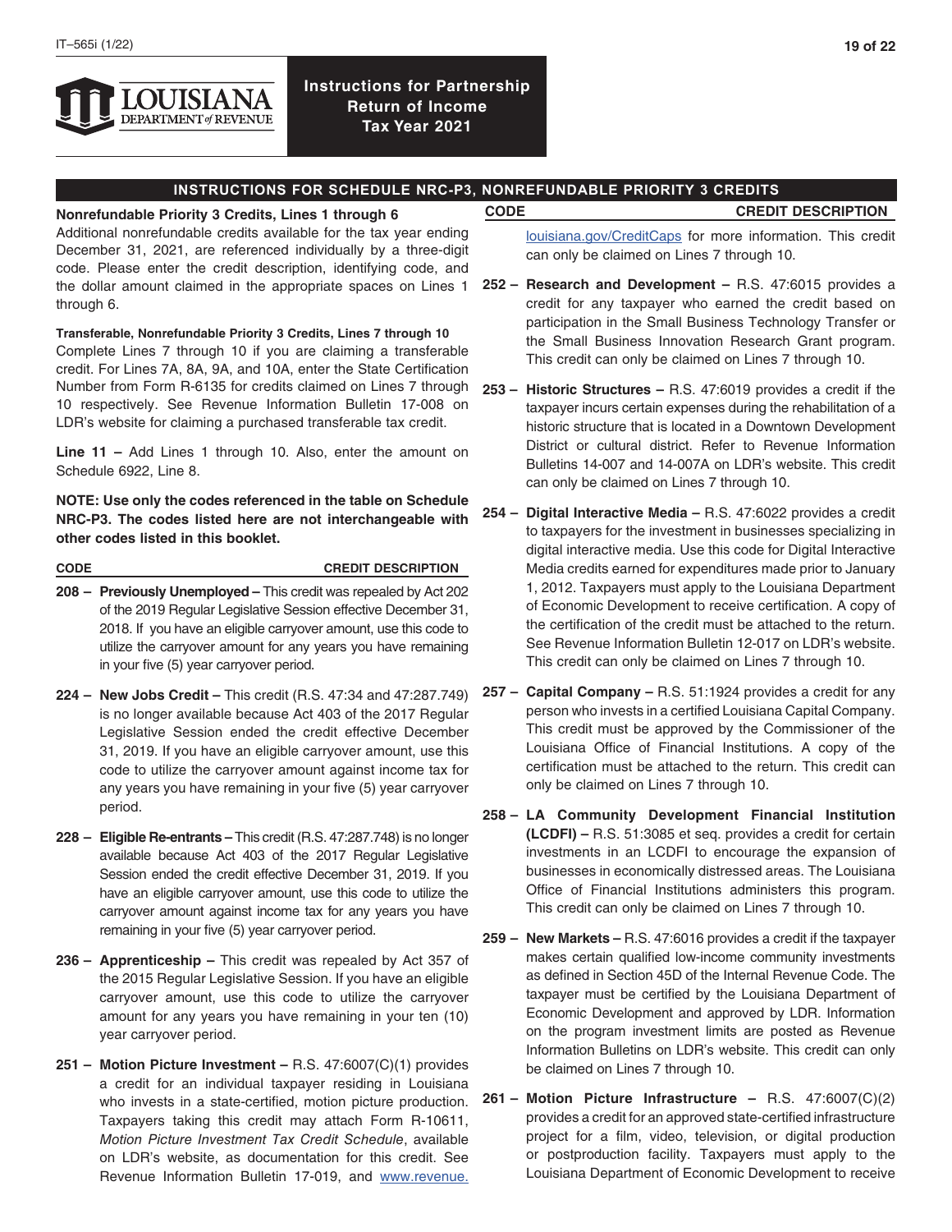# Instructions for Partnership Return of Income Tax Year 2021

## INSTRUCTIONS FOR SCHEDULE NRC-P3, NONREFUNDABLE PRIORITY 3 CREDITS

**Nonrefundable Priority 3 Credits, Lines 1 through 6**

Additional nonrefundable credits available for the tax year ending December 31, 2021, are referenced individually by a three-digit code. Please enter the credit description, identifying code, and the dollar amount claimed in the appropriate spaces on Lines 1 through 6.

**Transferable, Nonrefundable Priority 3 Credits, Lines 7 through 10**

Complete Lines 7 through 10 if you are claiming a transferable credit. For Lines 7A, 8A, 9A, and 10A, enter the State Certification Number from Form R-6135 for credits claimed on Lines 7 through 10 respectively. See Revenue Information Bulletin 17-008 on LDR's website for claiming a purchased transferable tax credit.

**Line 11 –** Add Lines 1 through 10. Also, enter the amount on Schedule 6922, Line 8.

**NOTE: Use only the codes referenced in the table on Schedule NRC-P3. The codes listed here are not interchangeable with other codes listed in this booklet.**

| CODE | CREDIT DESCRIPTION |
|---|---|

**208 – Previously Unemployed –** This credit was repealed by Act 202 of the 2019 Regular Legislative Session effective December 31, 2018. If you have an eligible carryover amount, use this code to utilize the carryover amount for any years you have remaining in your five (5) year carryover period.

**224 – New Jobs Credit –** This credit (R.S. 47:34 and 47:287.749) is no longer available because Act 403 of the 2017 Regular Legislative Session ended the credit effective December 31, 2019. If you have an eligible carryover amount, use this code to utilize the carryover amount against income tax for any years you have remaining in your five (5) year carryover period.

**228 – Eligible Re-entrants –** This credit (R.S. 47:287.748) is no longer available because Act 403 of the 2017 Regular Legislative Session ended the credit effective December 31, 2019. If you have an eligible carryover amount, use this code to utilize the carryover amount against income tax for any years you have remaining in your five (5) year carryover period.

**236 – Apprenticeship –** This credit was repealed by Act 357 of the 2015 Regular Legislative Session. If you have an eligible carryover amount, use this code to utilize the carryover amount for any years you have remaining in your ten (10) year carryover period.

**251 – Motion Picture Investment –** R.S. 47:6007(C)(1) provides a credit for an individual taxpayer residing in Louisiana who invests in a state-certified, motion picture production. Taxpayers taking this credit may attach Form R-10611, *Motion Picture Investment Tax Credit Schedule*, available on LDR's website, as documentation for this credit. See Revenue Information Bulletin 17-019, and www.revenue.louisiana.gov/CreditCaps for more information. This credit can only be claimed on Lines 7 through 10.

**252 – Research and Development –** R.S. 47:6015 provides a credit for any taxpayer who earned the credit based on participation in the Small Business Technology Transfer or the Small Business Innovation Research Grant program. This credit can only be claimed on Lines 7 through 10.

**253 – Historic Structures –** R.S. 47:6019 provides a credit if the taxpayer incurs certain expenses during the rehabilitation of a historic structure that is located in a Downtown Development District or cultural district. Refer to Revenue Information Bulletins 14-007 and 14-007A on LDR's website. This credit can only be claimed on Lines 7 through 10.

**254 – Digital Interactive Media –** R.S. 47:6022 provides a credit to taxpayers for the investment in businesses specializing in digital interactive media. Use this code for Digital Interactive Media credits earned for expenditures made prior to January 1, 2012. Taxpayers must apply to the Louisiana Department of Economic Development to receive certification. A copy of the certification of the credit must be attached to the return. See Revenue Information Bulletin 12-017 on LDR's website. This credit can only be claimed on Lines 7 through 10.

**257 – Capital Company –** R.S. 51:1924 provides a credit for any person who invests in a certified Louisiana Capital Company. This credit must be approved by the Commissioner of the Louisiana Office of Financial Institutions. A copy of the certification must be attached to the return. This credit can only be claimed on Lines 7 through 10.

**258 – LA Community Development Financial Institution (LCDFI) –** R.S. 51:3085 et seq. provides a credit for certain investments in an LCDFI to encourage the expansion of businesses in economically distressed areas. The Louisiana Office of Financial Institutions administers this program. This credit can only be claimed on Lines 7 through 10.

**259 – New Markets –** R.S. 47:6016 provides a credit if the taxpayer makes certain qualified low-income community investments as defined in Section 45D of the Internal Revenue Code. The taxpayer must be certified by the Louisiana Department of Economic Development and approved by LDR. Information on the program investment limits are posted as Revenue Information Bulletins on LDR's website. This credit can only be claimed on Lines 7 through 10.

**261 – Motion Picture Infrastructure –** R.S. 47:6007(C)(2) provides a credit for an approved state-certified infrastructure project for a film, video, television, or digital production or postproduction facility. Taxpayers must apply to the Louisiana Department of Economic Development to receive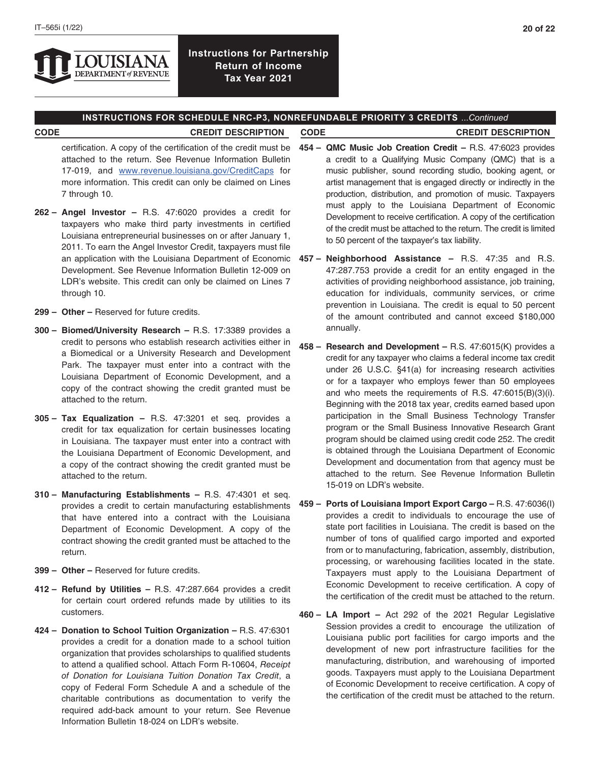## INSTRUCTIONS FOR SCHEDULE NRC-P3, NONREFUNDABLE PRIORITY 3 CREDITS *...Continued*

**CODE** **CREDIT DESCRIPTION**

certification. A copy of the certification of the credit must be attached to the return. See Revenue Information Bulletin 17-019, and www.revenue.louisiana.gov/CreditCaps for more information. This credit can only be claimed on Lines 7 through 10.

**262 – Angel Investor –** R.S. 47:6020 provides a credit for taxpayers who make third party investments in certified Louisiana entrepreneurial businesses on or after January 1, 2011. To earn the Angel Investor Credit, taxpayers must file an application with the Louisiana Department of Economic Development. See Revenue Information Bulletin 12-009 on LDR's website. This credit can only be claimed on Lines 7 through 10.

**299 – Other –** Reserved for future credits.

**300 – Biomed/University Research –** R.S. 17:3389 provides a credit to persons who establish research activities either in a Biomedical or a University Research and Development Park. The taxpayer must enter into a contract with the Louisiana Department of Economic Development, and a copy of the contract showing the credit granted must be attached to the return.

**305 – Tax Equalization –** R.S. 47:3201 et seq. provides a credit for tax equalization for certain businesses locating in Louisiana. The taxpayer must enter into a contract with the Louisiana Department of Economic Development, and a copy of the contract showing the credit granted must be attached to the return.

**310 – Manufacturing Establishments –** R.S. 47:4301 et seq. provides a credit to certain manufacturing establishments that have entered into a contract with the Louisiana Department of Economic Development. A copy of the contract showing the credit granted must be attached to the return.

**399 – Other –** Reserved for future credits.

**412 – Refund by Utilities –** R.S. 47:287.664 provides a credit for certain court ordered refunds made by utilities to its customers.

**424 – Donation to School Tuition Organization –** R.S. 47:6301 provides a credit for a donation made to a school tuition organization that provides scholarships to qualified students to attend a qualified school. Attach Form R-10604, *Receipt of Donation for Louisiana Tuition Donation Tax Credit*, a copy of Federal Form Schedule A and a schedule of the charitable contributions as documentation to verify the required add-back amount to your return. See Revenue Information Bulletin 18-024 on LDR's website.

**454 – QMC Music Job Creation Credit –** R.S. 47:6023 provides a credit to a Qualifying Music Company (QMC) that is a music publisher, sound recording studio, booking agent, or artist management that is engaged directly or indirectly in the production, distribution, and promotion of music. Taxpayers must apply to the Louisiana Department of Economic Development to receive certification. A copy of the certification of the credit must be attached to the return. The credit is limited to 50 percent of the taxpayer's tax liability.

**457 – Neighborhood Assistance –** R.S. 47:35 and R.S. 47:287.753 provide a credit for an entity engaged in the activities of providing neighborhood assistance, job training, education for individuals, community services, or crime prevention in Louisiana. The credit is equal to 50 percent of the amount contributed and cannot exceed $180,000 annually.

**458 – Research and Development –** R.S. 47:6015(K) provides a credit for any taxpayer who claims a federal income tax credit under 26 U.S.C. §41(a) for increasing research activities or for a taxpayer who employs fewer than 50 employees and who meets the requirements of R.S. 47:6015(B)(3)(i). Beginning with the 2018 tax year, credits earned based upon participation in the Small Business Technology Transfer program or the Small Business Innovative Research Grant program should be claimed using credit code 252. The credit is obtained through the Louisiana Department of Economic Development and documentation from that agency must be attached to the return. See Revenue Information Bulletin 15-019 on LDR's website.

**459 – Ports of Louisiana Import Export Cargo –** R.S. 47:6036(I) provides a credit to individuals to encourage the use of state port facilities in Louisiana. The credit is based on the number of tons of qualified cargo imported and exported from or to manufacturing, fabrication, assembly, distribution, processing, or warehousing facilities located in the state. Taxpayers must apply to the Louisiana Department of Economic Development to receive certification. A copy of the certification of the credit must be attached to the return.

**460 – LA Import –** Act 292 of the 2021 Regular Legislative Session provides a credit to encourage the utilization of Louisiana public port facilities for cargo imports and the development of new port infrastructure facilities for the manufacturing, distribution, and warehousing of imported goods. Taxpayers must apply to the Louisiana Department of Economic Development to receive certification. A copy of the certification of the credit must be attached to the return.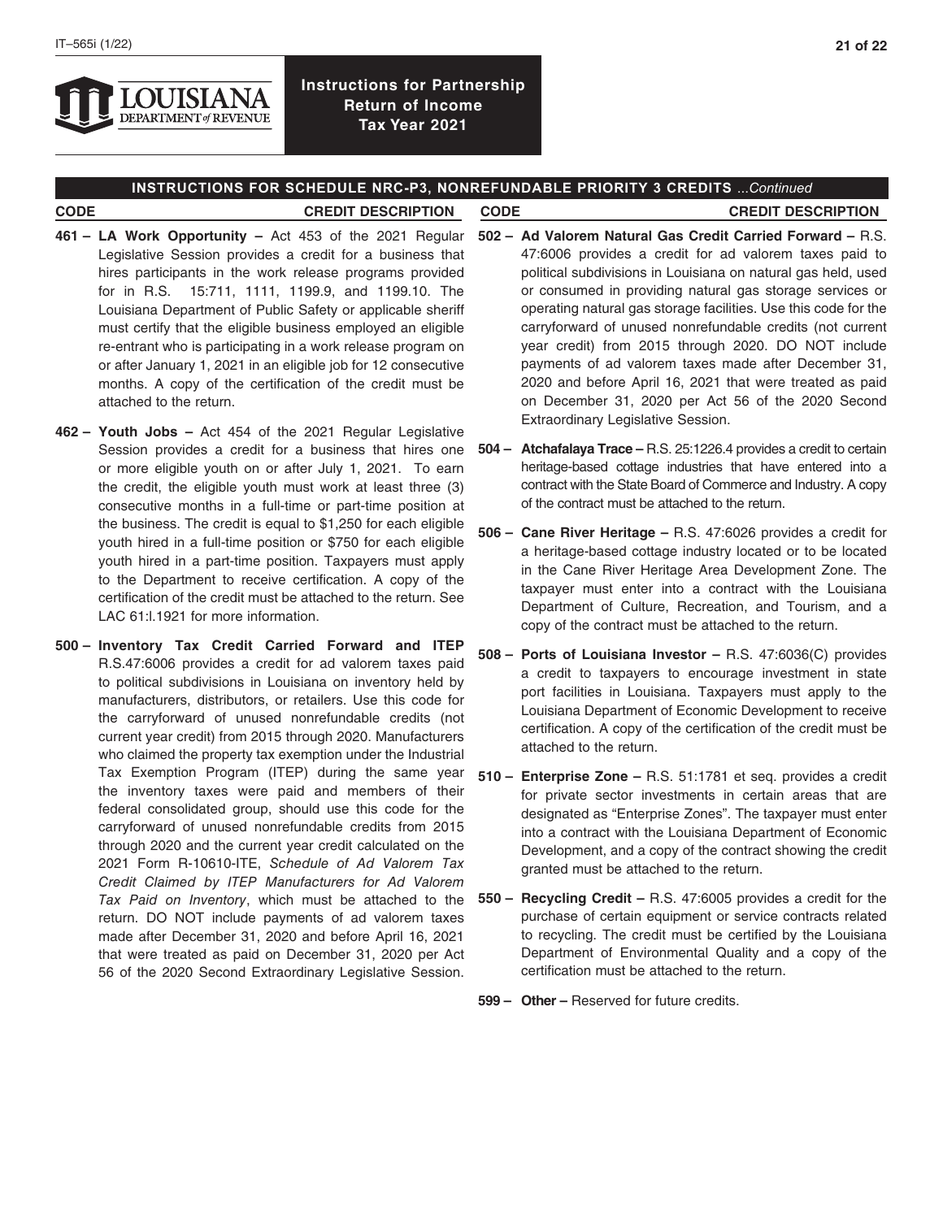**Instructions for Partnership Return of Income Tax Year 2021**

## INSTRUCTIONS FOR SCHEDULE NRC-P3, NONREFUNDABLE PRIORITY 3 CREDITS ...*Continued*

**CODE** **CREDIT DESCRIPTION**

**461 – LA Work Opportunity –** Act 453 of the 2021 Regular Legislative Session provides a credit for a business that hires participants in the work release programs provided for in R.S. 15:711, 1111, 1199.9, and 1199.10. The Louisiana Department of Public Safety or applicable sheriff must certify that the eligible business employed an eligible re-entrant who is participating in a work release program on or after January 1, 2021 in an eligible job for 12 consecutive months. A copy of the certification of the credit must be attached to the return.

**462 – Youth Jobs –** Act 454 of the 2021 Regular Legislative Session provides a credit for a business that hires one or more eligible youth on or after July 1, 2021. To earn the credit, the eligible youth must work at least three (3) consecutive months in a full-time or part-time position at the business. The credit is equal to $1,250 for each eligible youth hired in a full-time position or $750 for each eligible youth hired in a part-time position. Taxpayers must apply to the Department to receive certification. A copy of the certification of the credit must be attached to the return. See LAC 61:I.1921 for more information.

**500 – Inventory Tax Credit Carried Forward and ITEP** R.S.47:6006 provides a credit for ad valorem taxes paid to political subdivisions in Louisiana on inventory held by manufacturers, distributors, or retailers. Use this code for the carryforward of unused nonrefundable credits (not current year credit) from 2015 through 2020. Manufacturers who claimed the property tax exemption under the Industrial Tax Exemption Program (ITEP) during the same year the inventory taxes were paid and members of their federal consolidated group, should use this code for the carryforward of unused nonrefundable credits from 2015 through 2020 and the current year credit calculated on the 2021 Form R-10610-ITE, *Schedule of Ad Valorem Tax Credit Claimed by ITEP Manufacturers for Ad Valorem Tax Paid on Inventory*, which must be attached to the return. DO NOT include payments of ad valorem taxes made after December 31, 2020 and before April 16, 2021 that were treated as paid on December 31, 2020 per Act 56 of the 2020 Second Extraordinary Legislative Session.

**502 – Ad Valorem Natural Gas Credit Carried Forward –** R.S. 47:6006 provides a credit for ad valorem taxes paid to political subdivisions in Louisiana on natural gas held, used or consumed in providing natural gas storage services or operating natural gas storage facilities. Use this code for the carryforward of unused nonrefundable credits (not current year credit) from 2015 through 2020. DO NOT include payments of ad valorem taxes made after December 31, 2020 and before April 16, 2021 that were treated as paid on December 31, 2020 per Act 56 of the 2020 Second Extraordinary Legislative Session.

**504 – Atchafalaya Trace –** R.S. 25:1226.4 provides a credit to certain heritage-based cottage industries that have entered into a contract with the State Board of Commerce and Industry. A copy of the contract must be attached to the return.

**506 – Cane River Heritage –** R.S. 47:6026 provides a credit for a heritage-based cottage industry located or to be located in the Cane River Heritage Area Development Zone. The taxpayer must enter into a contract with the Louisiana Department of Culture, Recreation, and Tourism, and a copy of the contract must be attached to the return.

**508 – Ports of Louisiana Investor –** R.S. 47:6036(C) provides a credit to taxpayers to encourage investment in state port facilities in Louisiana. Taxpayers must apply to the Louisiana Department of Economic Development to receive certification. A copy of the certification of the credit must be attached to the return.

**510 – Enterprise Zone –** R.S. 51:1781 et seq. provides a credit for private sector investments in certain areas that are designated as "Enterprise Zones". The taxpayer must enter into a contract with the Louisiana Department of Economic Development, and a copy of the contract showing the credit granted must be attached to the return.

**550 – Recycling Credit –** R.S. 47:6005 provides a credit for the purchase of certain equipment or service contracts related to recycling. The credit must be certified by the Louisiana Department of Environmental Quality and a copy of the certification must be attached to the return.

**599 – Other –** Reserved for future credits.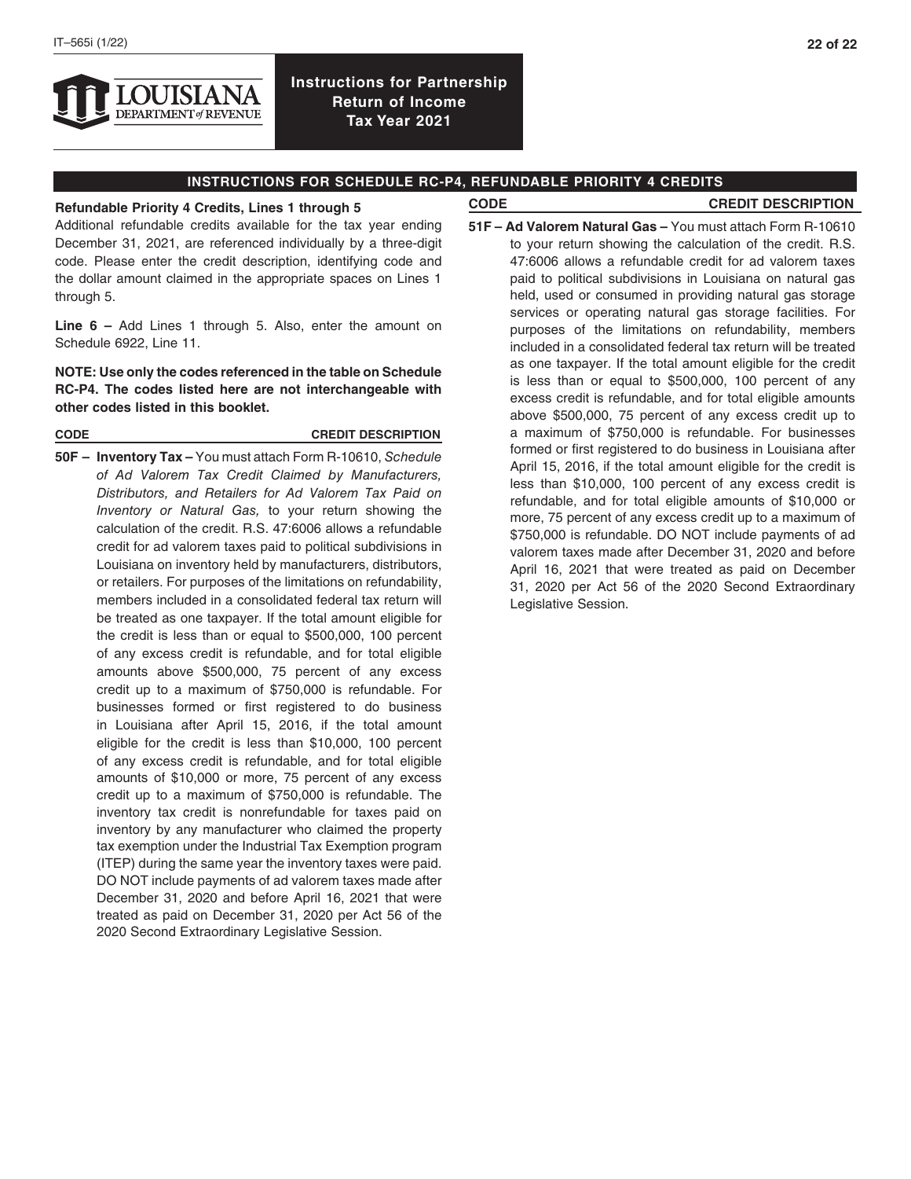# Instructions for Partnership Return of Income Tax Year 2021

## INSTRUCTIONS FOR SCHEDULE RC-P4, REFUNDABLE PRIORITY 4 CREDITS

**Refundable Priority 4 Credits, Lines 1 through 5**

Additional refundable credits available for the tax year ending December 31, 2021, are referenced individually by a three-digit code. Please enter the credit description, identifying code and the dollar amount claimed in the appropriate spaces on Lines 1 through 5.

**Line 6 –** Add Lines 1 through 5. Also, enter the amount on Schedule 6922, Line 11.

**NOTE: Use only the codes referenced in the table on Schedule RC-P4. The codes listed here are not interchangeable with other codes listed in this booklet.**

| CODE | CREDIT DESCRIPTION |
|---|---|

**50F – Inventory Tax –** You must attach Form R-10610, *Schedule of Ad Valorem Tax Credit Claimed by Manufacturers, Distributors, and Retailers for Ad Valorem Tax Paid on Inventory or Natural Gas,* to your return showing the calculation of the credit. R.S. 47:6006 allows a refundable credit for ad valorem taxes paid to political subdivisions in Louisiana on inventory held by manufacturers, distributors, or retailers. For purposes of the limitations on refundability, members included in a consolidated federal tax return will be treated as one taxpayer. If the total amount eligible for the credit is less than or equal to $500,000, 100 percent of any excess credit is refundable, and for total eligible amounts above $500,000, 75 percent of any excess credit up to a maximum of $750,000 is refundable. For businesses formed or first registered to do business in Louisiana after April 15, 2016, if the total amount eligible for the credit is less than $10,000, 100 percent of any excess credit is refundable, and for total eligible amounts of $10,000 or more, 75 percent of any excess credit up to a maximum of $750,000 is refundable. The inventory tax credit is nonrefundable for taxes paid on inventory by any manufacturer who claimed the property tax exemption under the Industrial Tax Exemption program (ITEP) during the same year the inventory taxes were paid. DO NOT include payments of ad valorem taxes made after December 31, 2020 and before April 16, 2021 that were treated as paid on December 31, 2020 per Act 56 of the 2020 Second Extraordinary Legislative Session.

**51F – Ad Valorem Natural Gas –** You must attach Form R-10610 to your return showing the calculation of the credit. R.S. 47:6006 allows a refundable credit for ad valorem taxes paid to political subdivisions in Louisiana on natural gas held, used or consumed in providing natural gas storage services or operating natural gas storage facilities. For purposes of the limitations on refundability, members included in a consolidated federal tax return will be treated as one taxpayer. If the total amount eligible for the credit is less than or equal to $500,000, 100 percent of any excess credit is refundable, and for total eligible amounts above $500,000, 75 percent of any excess credit up to a maximum of $750,000 is refundable. For businesses formed or first registered to do business in Louisiana after April 15, 2016, if the total amount eligible for the credit is less than $10,000, 100 percent of any excess credit is refundable, and for total eligible amounts of $10,000 or more, 75 percent of any excess credit up to a maximum of $750,000 is refundable. DO NOT include payments of ad valorem taxes made after December 31, 2020 and before April 16, 2021 that were treated as paid on December 31, 2020 per Act 56 of the 2020 Second Extraordinary Legislative Session.